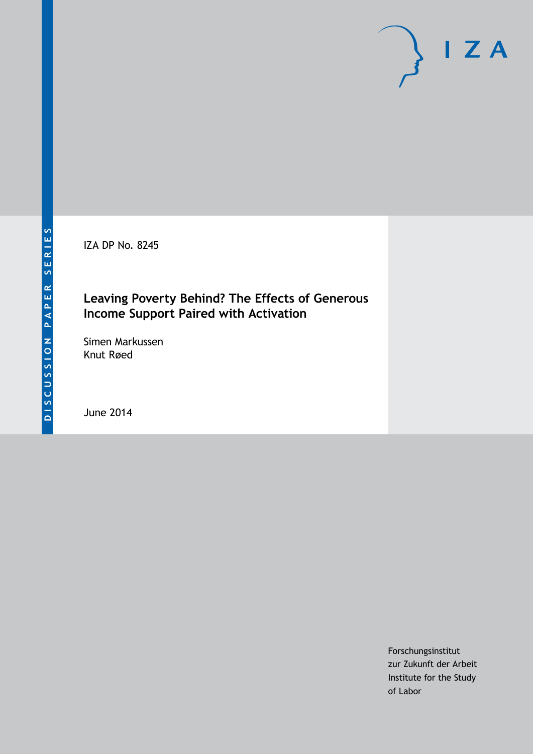DISCUSSION PAPER SERIES

IZA DP No. 8245

# Leaving Poverty Behind? The Effects of Generous Income Support Paired with Activation

Simen Markussen
Knut Røed

June 2014

Forschungsinstitut
zur Zukunft der Arbeit
Institute for the Study
of Labor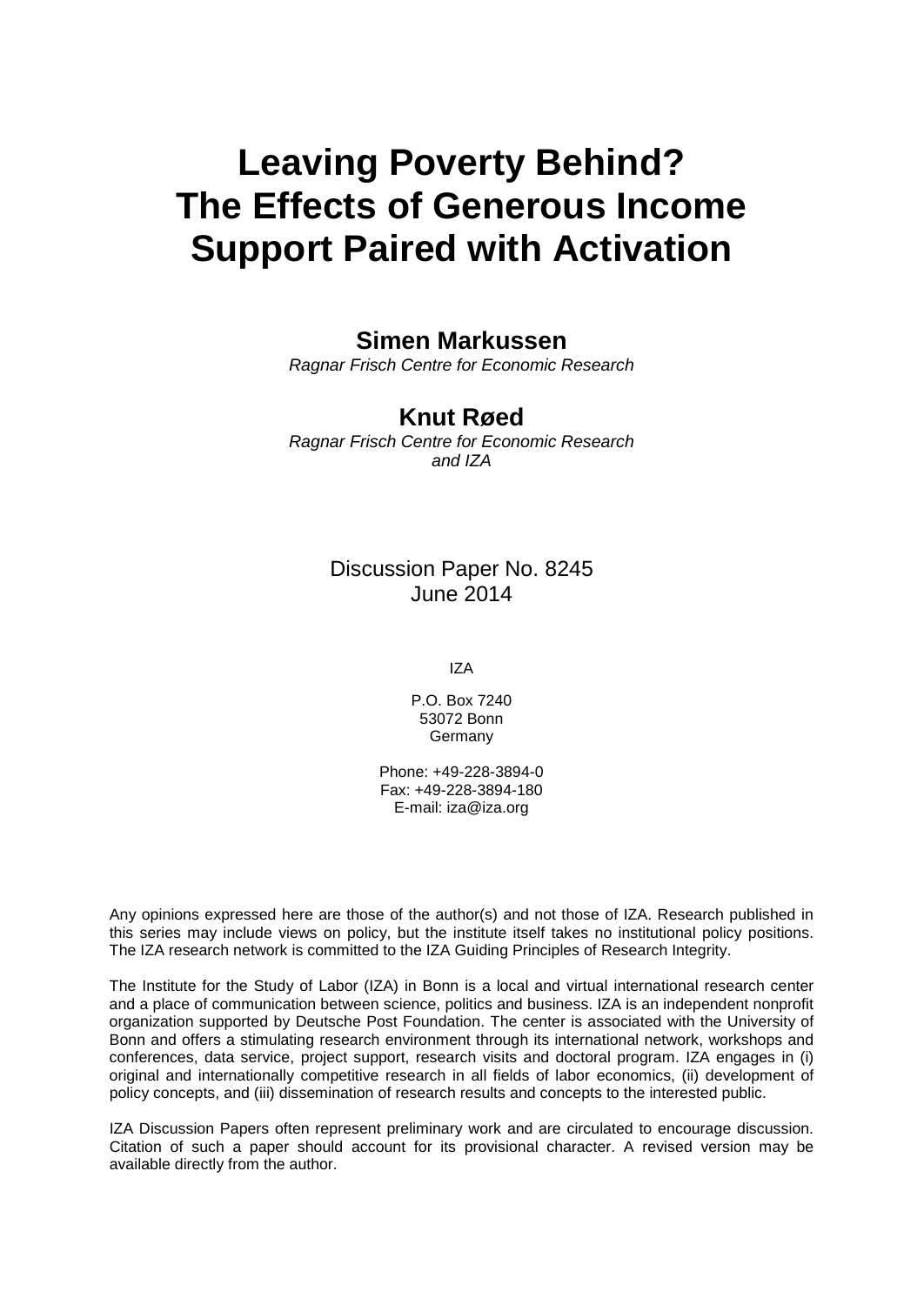# Leaving Poverty Behind? The Effects of Generous Income Support Paired with Activation

**Simen Markussen**
*Ragnar Frisch Centre for Economic Research*

**Knut Røed**
*Ragnar Frisch Centre for Economic Research and IZA*

Discussion Paper No. 8245
June 2014

IZA

P.O. Box 7240
53072 Bonn
Germany

Phone: +49-228-3894-0
Fax: +49-228-3894-180
E-mail: iza@iza.org

Any opinions expressed here are those of the author(s) and not those of IZA. Research published in this series may include views on policy, but the institute itself takes no institutional policy positions. The IZA research network is committed to the IZA Guiding Principles of Research Integrity.

The Institute for the Study of Labor (IZA) in Bonn is a local and virtual international research center and a place of communication between science, politics and business. IZA is an independent nonprofit organization supported by Deutsche Post Foundation. The center is associated with the University of Bonn and offers a stimulating research environment through its international network, workshops and conferences, data service, project support, research visits and doctoral program. IZA engages in (i) original and internationally competitive research in all fields of labor economics, (ii) development of policy concepts, and (iii) dissemination of research results and concepts to the interested public.

IZA Discussion Papers often represent preliminary work and are circulated to encourage discussion. Citation of such a paper should account for its provisional character. A revised version may be available directly from the author.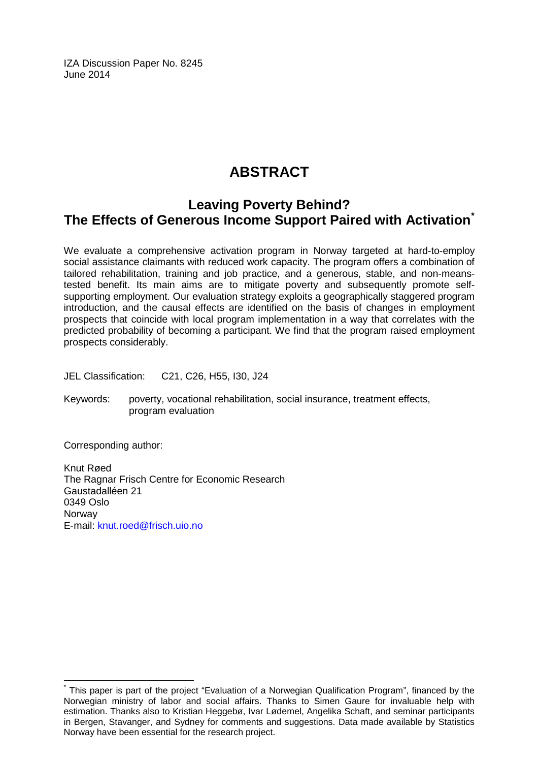IZA Discussion Paper No. 8245
June 2014

# ABSTRACT

## Leaving Poverty Behind? The Effects of Generous Income Support Paired with Activation[*]

We evaluate a comprehensive activation program in Norway targeted at hard-to-employ social assistance claimants with reduced work capacity. The program offers a combination of tailored rehabilitation, training and job practice, and a generous, stable, and non-means-tested benefit. Its main aims are to mitigate poverty and subsequently promote self-supporting employment. Our evaluation strategy exploits a geographically staggered program introduction, and the causal effects are identified on the basis of changes in employment prospects that coincide with local program implementation in a way that correlates with the predicted probability of becoming a participant. We find that the program raised employment prospects considerably.

JEL Classification: C21, C26, H55, I30, J24

Keywords: poverty, vocational rehabilitation, social insurance, treatment effects, program evaluation

Corresponding author:

Knut Røed
The Ragnar Frisch Centre for Economic Research
Gaustadalléen 21
0349 Oslo
Norway
E-mail: knut.roed@frisch.uio.no

---

[*] This paper is part of the project "Evaluation of a Norwegian Qualification Program", financed by the Norwegian ministry of labor and social affairs. Thanks to Simen Gaure for invaluable help with estimation. Thanks also to Kristian Heggebø, Ivar Lødemel, Angelika Schaft, and seminar participants in Bergen, Stavanger, and Sydney for comments and suggestions. Data made available by Statistics Norway have been essential for the research project.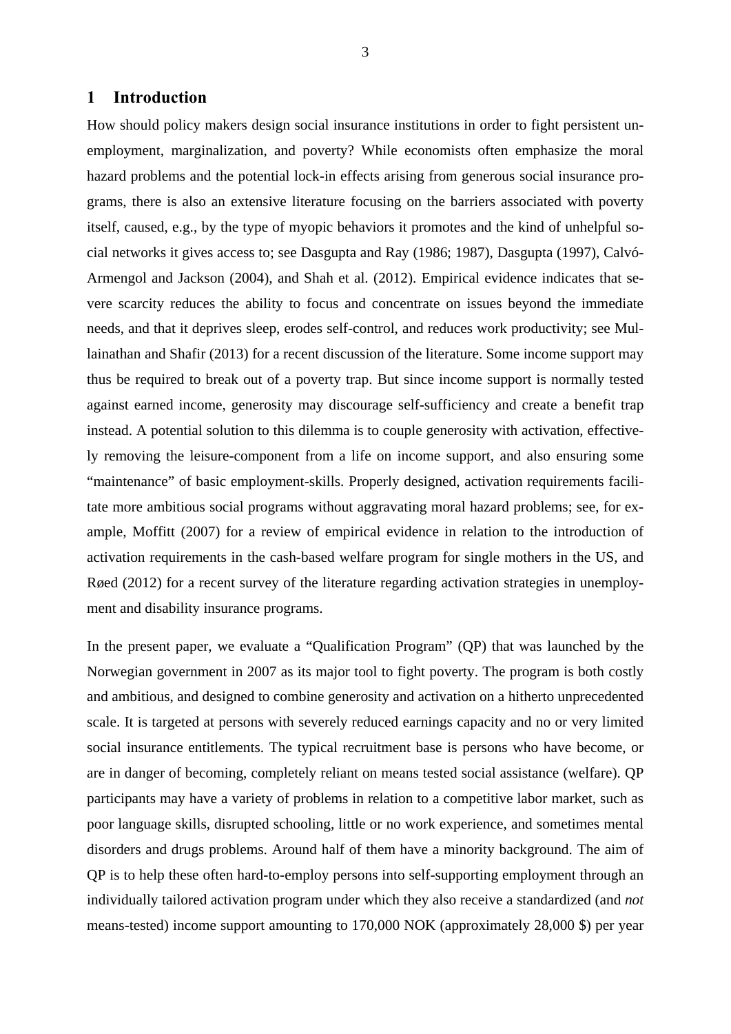## 1 Introduction

How should policy makers design social insurance institutions in order to fight persistent unemployment, marginalization, and poverty? While economists often emphasize the moral hazard problems and the potential lock-in effects arising from generous social insurance programs, there is also an extensive literature focusing on the barriers associated with poverty itself, caused, e.g., by the type of myopic behaviors it promotes and the kind of unhelpful social networks it gives access to; see Dasgupta and Ray (1986; 1987), Dasgupta (1997), Calvó-Armengol and Jackson (2004), and Shah et al. (2012). Empirical evidence indicates that severe scarcity reduces the ability to focus and concentrate on issues beyond the immediate needs, and that it deprives sleep, erodes self-control, and reduces work productivity; see Mullainathan and Shafir (2013) for a recent discussion of the literature. Some income support may thus be required to break out of a poverty trap. But since income support is normally tested against earned income, generosity may discourage self-sufficiency and create a benefit trap instead. A potential solution to this dilemma is to couple generosity with activation, effectively removing the leisure-component from a life on income support, and also ensuring some "maintenance" of basic employment-skills. Properly designed, activation requirements facilitate more ambitious social programs without aggravating moral hazard problems; see, for example, Moffitt (2007) for a review of empirical evidence in relation to the introduction of activation requirements in the cash-based welfare program for single mothers in the US, and Røed (2012) for a recent survey of the literature regarding activation strategies in unemployment and disability insurance programs.

In the present paper, we evaluate a "Qualification Program" (QP) that was launched by the Norwegian government in 2007 as its major tool to fight poverty. The program is both costly and ambitious, and designed to combine generosity and activation on a hitherto unprecedented scale. It is targeted at persons with severely reduced earnings capacity and no or very limited social insurance entitlements. The typical recruitment base is persons who have become, or are in danger of becoming, completely reliant on means tested social assistance (welfare). QP participants may have a variety of problems in relation to a competitive labor market, such as poor language skills, disrupted schooling, little or no work experience, and sometimes mental disorders and drugs problems. Around half of them have a minority background. The aim of QP is to help these often hard-to-employ persons into self-supporting employment through an individually tailored activation program under which they also receive a standardized (and *not* means-tested) income support amounting to 170,000 NOK (approximately 28,000 $) per year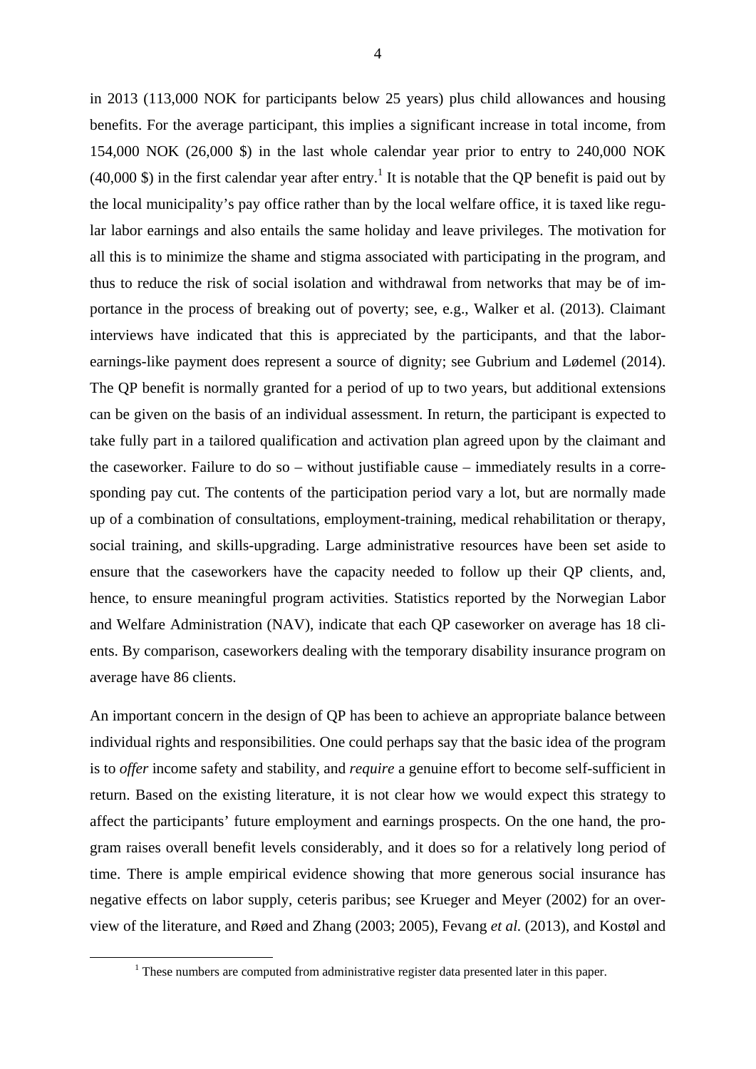in 2013 (113,000 NOK for participants below 25 years) plus child allowances and housing benefits. For the average participant, this implies a significant increase in total income, from 154,000 NOK (26,000 $) in the last whole calendar year prior to entry to 240,000 NOK (40,000 $) in the first calendar year after entry.[1] It is notable that the QP benefit is paid out by the local municipality's pay office rather than by the local welfare office, it is taxed like regular labor earnings and also entails the same holiday and leave privileges. The motivation for all this is to minimize the shame and stigma associated with participating in the program, and thus to reduce the risk of social isolation and withdrawal from networks that may be of importance in the process of breaking out of poverty; see, e.g., Walker et al. (2013). Claimant interviews have indicated that this is appreciated by the participants, and that the labor-earnings-like payment does represent a source of dignity; see Gubrium and Lødemel (2014). The QP benefit is normally granted for a period of up to two years, but additional extensions can be given on the basis of an individual assessment. In return, the participant is expected to take fully part in a tailored qualification and activation plan agreed upon by the claimant and the caseworker. Failure to do so – without justifiable cause – immediately results in a corresponding pay cut. The contents of the participation period vary a lot, but are normally made up of a combination of consultations, employment-training, medical rehabilitation or therapy, social training, and skills-upgrading. Large administrative resources have been set aside to ensure that the caseworkers have the capacity needed to follow up their QP clients, and, hence, to ensure meaningful program activities. Statistics reported by the Norwegian Labor and Welfare Administration (NAV), indicate that each QP caseworker on average has 18 clients. By comparison, caseworkers dealing with the temporary disability insurance program on average have 86 clients.

An important concern in the design of QP has been to achieve an appropriate balance between individual rights and responsibilities. One could perhaps say that the basic idea of the program is to *offer* income safety and stability, and *require* a genuine effort to become self-sufficient in return. Based on the existing literature, it is not clear how we would expect this strategy to affect the participants' future employment and earnings prospects. On the one hand, the program raises overall benefit levels considerably, and it does so for a relatively long period of time. There is ample empirical evidence showing that more generous social insurance has negative effects on labor supply, ceteris paribus; see Krueger and Meyer (2002) for an overview of the literature, and Røed and Zhang (2003; 2005), Fevang *et al.* (2013), and Kostøl and

[1] These numbers are computed from administrative register data presented later in this paper.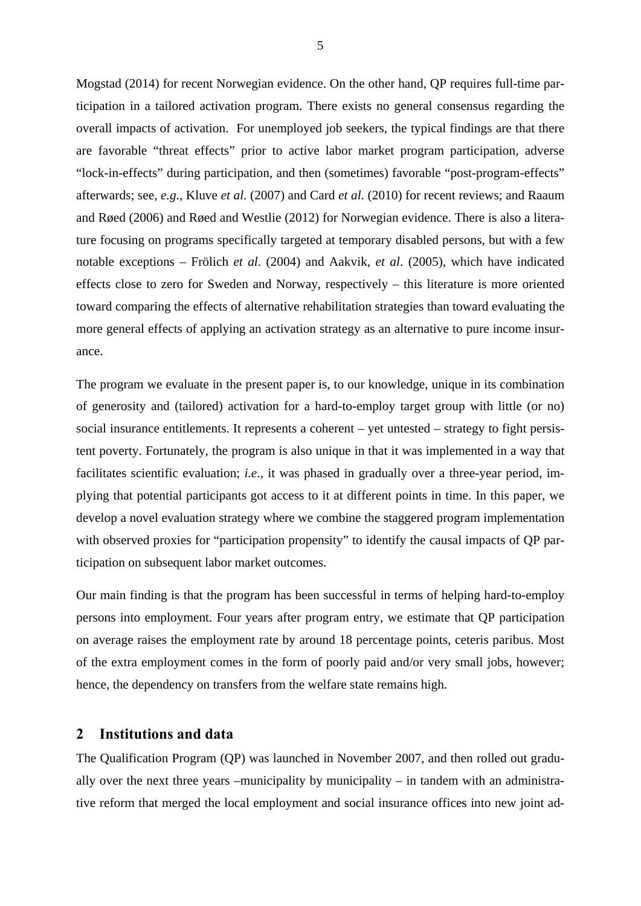Mogstad (2014) for recent Norwegian evidence. On the other hand, QP requires full-time participation in a tailored activation program. There exists no general consensus regarding the overall impacts of activation. For unemployed job seekers, the typical findings are that there are favorable "threat effects" prior to active labor market program participation, adverse "lock-in-effects" during participation, and then (sometimes) favorable "post-program-effects" afterwards; see, *e.g*., Kluve *et al.* (2007) and Card *et al.* (2010) for recent reviews; and Raaum and Røed (2006) and Røed and Westlie (2012) for Norwegian evidence. There is also a literature focusing on programs specifically targeted at temporary disabled persons, but with a few notable exceptions – Frölich *et al*. (2004) and Aakvik, *et al*. (2005), which have indicated effects close to zero for Sweden and Norway, respectively – this literature is more oriented toward comparing the effects of alternative rehabilitation strategies than toward evaluating the more general effects of applying an activation strategy as an alternative to pure income insurance.

The program we evaluate in the present paper is, to our knowledge, unique in its combination of generosity and (tailored) activation for a hard-to-employ target group with little (or no) social insurance entitlements. It represents a coherent – yet untested – strategy to fight persistent poverty. Fortunately, the program is also unique in that it was implemented in a way that facilitates scientific evaluation; *i.e*., it was phased in gradually over a three-year period, implying that potential participants got access to it at different points in time. In this paper, we develop a novel evaluation strategy where we combine the staggered program implementation with observed proxies for "participation propensity" to identify the causal impacts of QP participation on subsequent labor market outcomes.

Our main finding is that the program has been successful in terms of helping hard-to-employ persons into employment. Four years after program entry, we estimate that QP participation on average raises the employment rate by around 18 percentage points, ceteris paribus. Most of the extra employment comes in the form of poorly paid and/or very small jobs, however; hence, the dependency on transfers from the welfare state remains high.

## 2 Institutions and data

The Qualification Program (QP) was launched in November 2007, and then rolled out gradually over the next three years –municipality by municipality – in tandem with an administrative reform that merged the local employment and social insurance offices into new joint ad-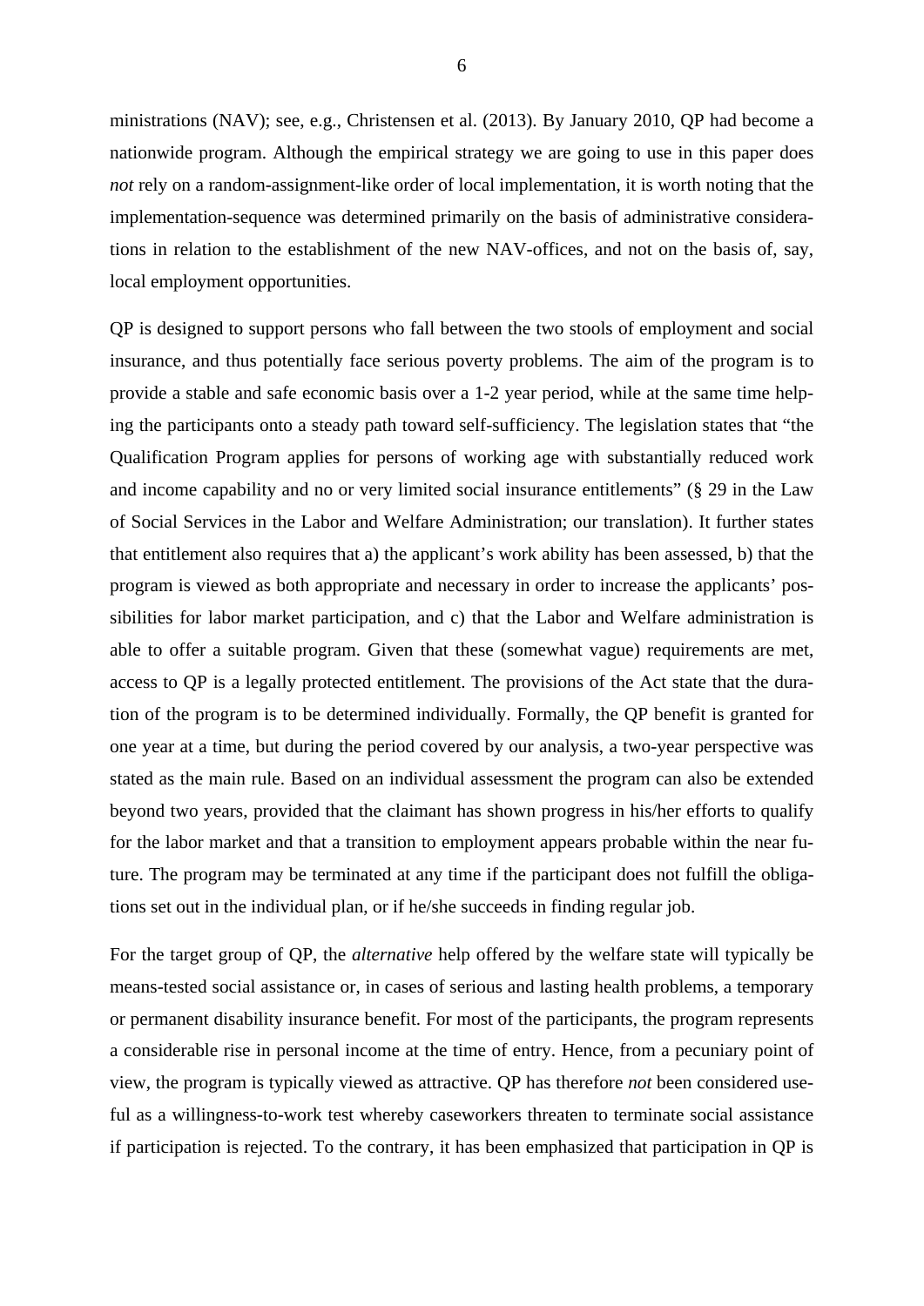ministrations (NAV); see, e.g., Christensen et al. (2013). By January 2010, QP had become a nationwide program. Although the empirical strategy we are going to use in this paper does *not* rely on a random-assignment-like order of local implementation, it is worth noting that the implementation-sequence was determined primarily on the basis of administrative considerations in relation to the establishment of the new NAV-offices, and not on the basis of, say, local employment opportunities.

QP is designed to support persons who fall between the two stools of employment and social insurance, and thus potentially face serious poverty problems. The aim of the program is to provide a stable and safe economic basis over a 1-2 year period, while at the same time helping the participants onto a steady path toward self-sufficiency. The legislation states that "the Qualification Program applies for persons of working age with substantially reduced work and income capability and no or very limited social insurance entitlements" (§ 29 in the Law of Social Services in the Labor and Welfare Administration; our translation). It further states that entitlement also requires that a) the applicant's work ability has been assessed, b) that the program is viewed as both appropriate and necessary in order to increase the applicants' possibilities for labor market participation, and c) that the Labor and Welfare administration is able to offer a suitable program. Given that these (somewhat vague) requirements are met, access to QP is a legally protected entitlement. The provisions of the Act state that the duration of the program is to be determined individually. Formally, the QP benefit is granted for one year at a time, but during the period covered by our analysis, a two-year perspective was stated as the main rule. Based on an individual assessment the program can also be extended beyond two years, provided that the claimant has shown progress in his/her efforts to qualify for the labor market and that a transition to employment appears probable within the near future. The program may be terminated at any time if the participant does not fulfill the obligations set out in the individual plan, or if he/she succeeds in finding regular job.

For the target group of QP, the *alternative* help offered by the welfare state will typically be means-tested social assistance or, in cases of serious and lasting health problems, a temporary or permanent disability insurance benefit. For most of the participants, the program represents a considerable rise in personal income at the time of entry. Hence, from a pecuniary point of view, the program is typically viewed as attractive. QP has therefore *not* been considered useful as a willingness-to-work test whereby caseworkers threaten to terminate social assistance if participation is rejected. To the contrary, it has been emphasized that participation in QP is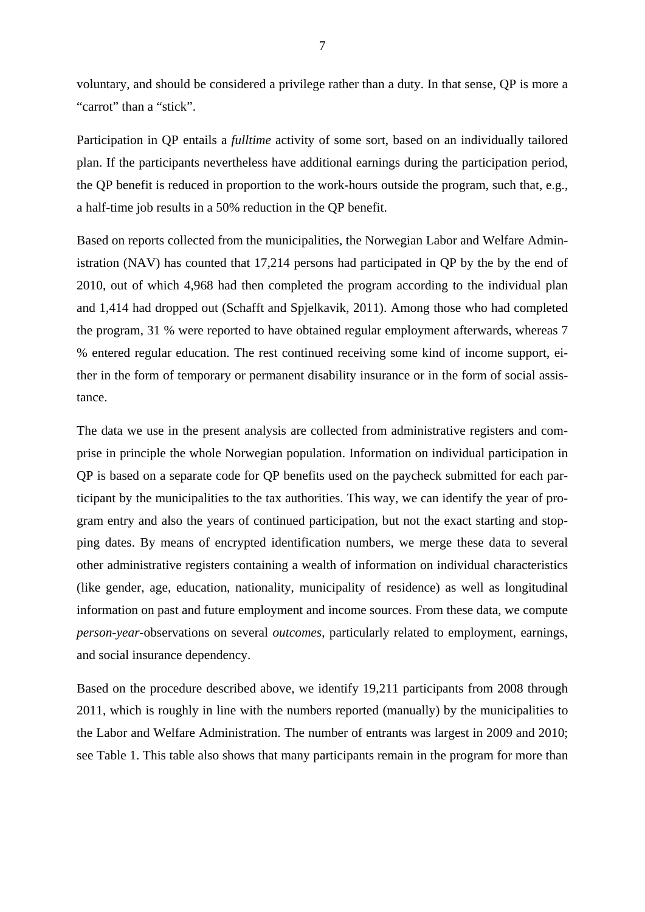voluntary, and should be considered a privilege rather than a duty. In that sense, QP is more a "carrot" than a "stick".

Participation in QP entails a *fulltime* activity of some sort, based on an individually tailored plan. If the participants nevertheless have additional earnings during the participation period, the QP benefit is reduced in proportion to the work-hours outside the program, such that, e.g., a half-time job results in a 50% reduction in the QP benefit.

Based on reports collected from the municipalities, the Norwegian Labor and Welfare Administration (NAV) has counted that 17,214 persons had participated in QP by the by the end of 2010, out of which 4,968 had then completed the program according to the individual plan and 1,414 had dropped out (Schafft and Spjelkavik, 2011). Among those who had completed the program, 31 % were reported to have obtained regular employment afterwards, whereas 7 % entered regular education. The rest continued receiving some kind of income support, either in the form of temporary or permanent disability insurance or in the form of social assistance.

The data we use in the present analysis are collected from administrative registers and comprise in principle the whole Norwegian population. Information on individual participation in QP is based on a separate code for QP benefits used on the paycheck submitted for each participant by the municipalities to the tax authorities. This way, we can identify the year of program entry and also the years of continued participation, but not the exact starting and stopping dates. By means of encrypted identification numbers, we merge these data to several other administrative registers containing a wealth of information on individual characteristics (like gender, age, education, nationality, municipality of residence) as well as longitudinal information on past and future employment and income sources. From these data, we compute *person-year*-observations on several *outcomes*, particularly related to employment, earnings, and social insurance dependency.

Based on the procedure described above, we identify 19,211 participants from 2008 through 2011, which is roughly in line with the numbers reported (manually) by the municipalities to the Labor and Welfare Administration. The number of entrants was largest in 2009 and 2010; see Table 1. This table also shows that many participants remain in the program for more than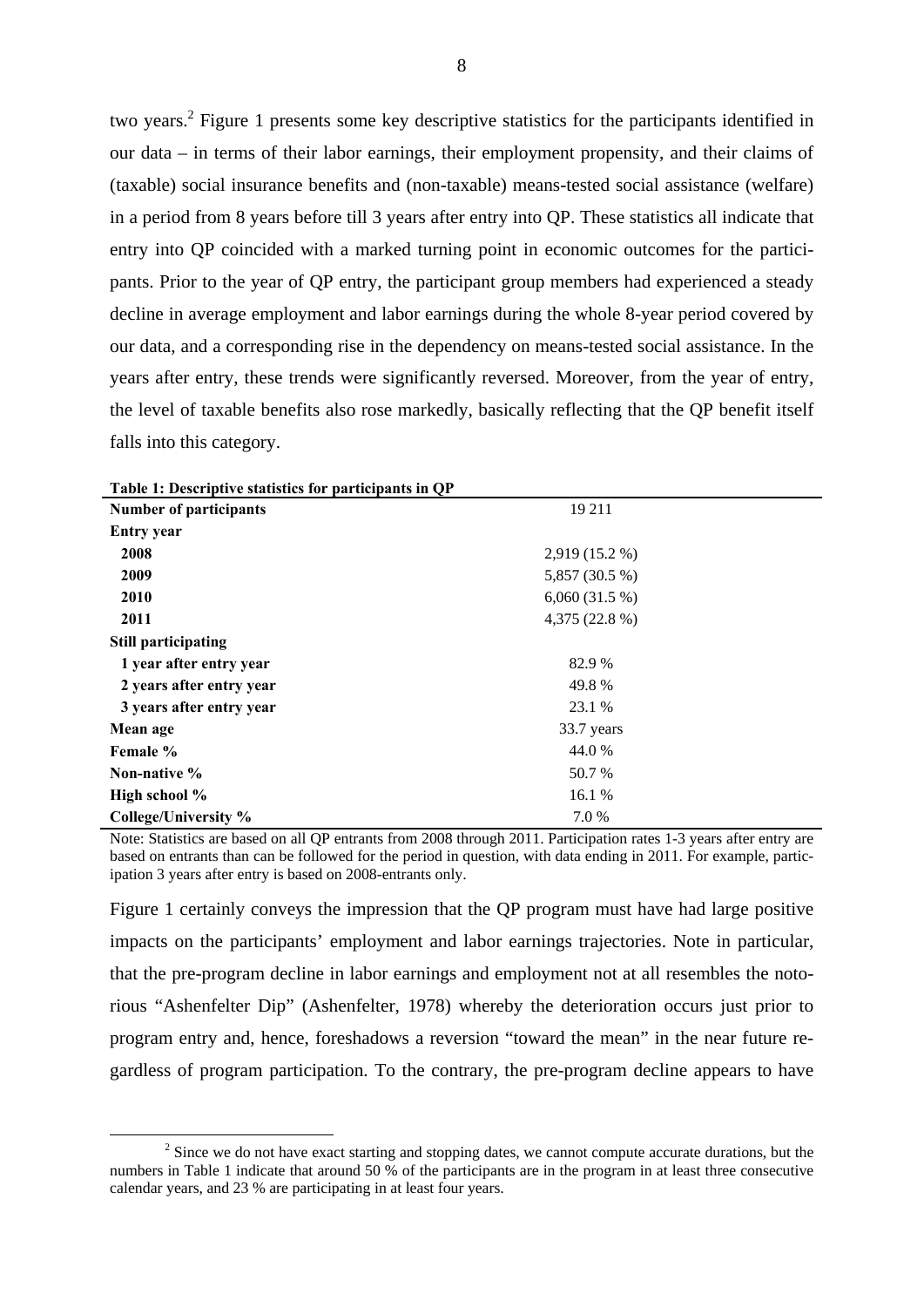two years.[2] Figure 1 presents some key descriptive statistics for the participants identified in our data – in terms of their labor earnings, their employment propensity, and their claims of (taxable) social insurance benefits and (non-taxable) means-tested social assistance (welfare) in a period from 8 years before till 3 years after entry into QP. These statistics all indicate that entry into QP coincided with a marked turning point in economic outcomes for the participants. Prior to the year of QP entry, the participant group members had experienced a steady decline in average employment and labor earnings during the whole 8-year period covered by our data, and a corresponding rise in the dependency on means-tested social assistance. In the years after entry, these trends were significantly reversed. Moreover, from the year of entry, the level of taxable benefits also rose markedly, basically reflecting that the QP benefit itself falls into this category.

**Table 1: Descriptive statistics for participants in QP**

| **Number of participants** | 19 211 |
|---|---|
| **Entry year** | |
| **2008** | 2,919 (15.2 %) |
| **2009** | 5,857 (30.5 %) |
| **2010** | 6,060 (31.5 %) |
| **2011** | 4,375 (22.8 %) |
| **Still participating** | |
| **1 year after entry year** | 82.9 % |
| **2 years after entry year** | 49.8 % |
| **3 years after entry year** | 23.1 % |
| **Mean age** | 33.7 years |
| **Female %** | 44.0 % |
| **Non-native %** | 50.7 % |
| **High school %** | 16.1 % |
| **College/University %** | 7.0 % |

Note: Statistics are based on all QP entrants from 2008 through 2011. Participation rates 1-3 years after entry are based on entrants than can be followed for the period in question, with data ending in 2011. For example, participation 3 years after entry is based on 2008-entrants only.

Figure 1 certainly conveys the impression that the QP program must have had large positive impacts on the participants' employment and labor earnings trajectories. Note in particular, that the pre-program decline in labor earnings and employment not at all resembles the notorious "Ashenfelter Dip" (Ashenfelter, 1978) whereby the deterioration occurs just prior to program entry and, hence, foreshadows a reversion "toward the mean" in the near future regardless of program participation. To the contrary, the pre-program decline appears to have

[2] Since we do not have exact starting and stopping dates, we cannot compute accurate durations, but the numbers in Table 1 indicate that around 50 % of the participants are in the program in at least three consecutive calendar years, and 23 % are participating in at least four years.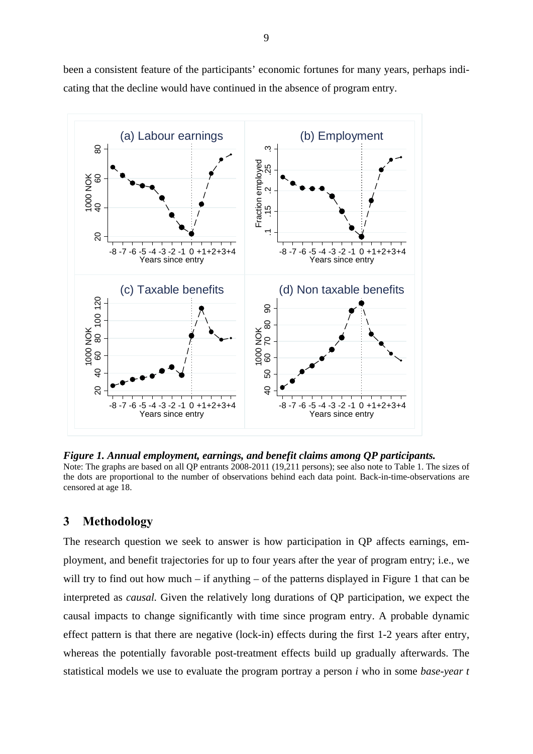been a consistent feature of the participants' economic fortunes for many years, perhaps indicating that the decline would have continued in the absence of program entry.

***Figure 1. Annual employment, earnings, and benefit claims among QP participants.***
Note: The graphs are based on all QP entrants 2008-2011 (19,211 persons); see also note to Table 1. The sizes of the dots are proportional to the number of observations behind each data point. Back-in-time-observations are censored at age 18.

## 3 Methodology

The research question we seek to answer is how participation in QP affects earnings, employment, and benefit trajectories for up to four years after the year of program entry; i.e., we will try to find out how much – if anything – of the patterns displayed in Figure 1 that can be interpreted as *causal*. Given the relatively long durations of QP participation, we expect the causal impacts to change significantly with time since program entry. A probable dynamic effect pattern is that there are negative (lock-in) effects during the first 1-2 years after entry, whereas the potentially favorable post-treatment effects build up gradually afterwards. The statistical models we use to evaluate the program portray a person *i* who in some *base-year t*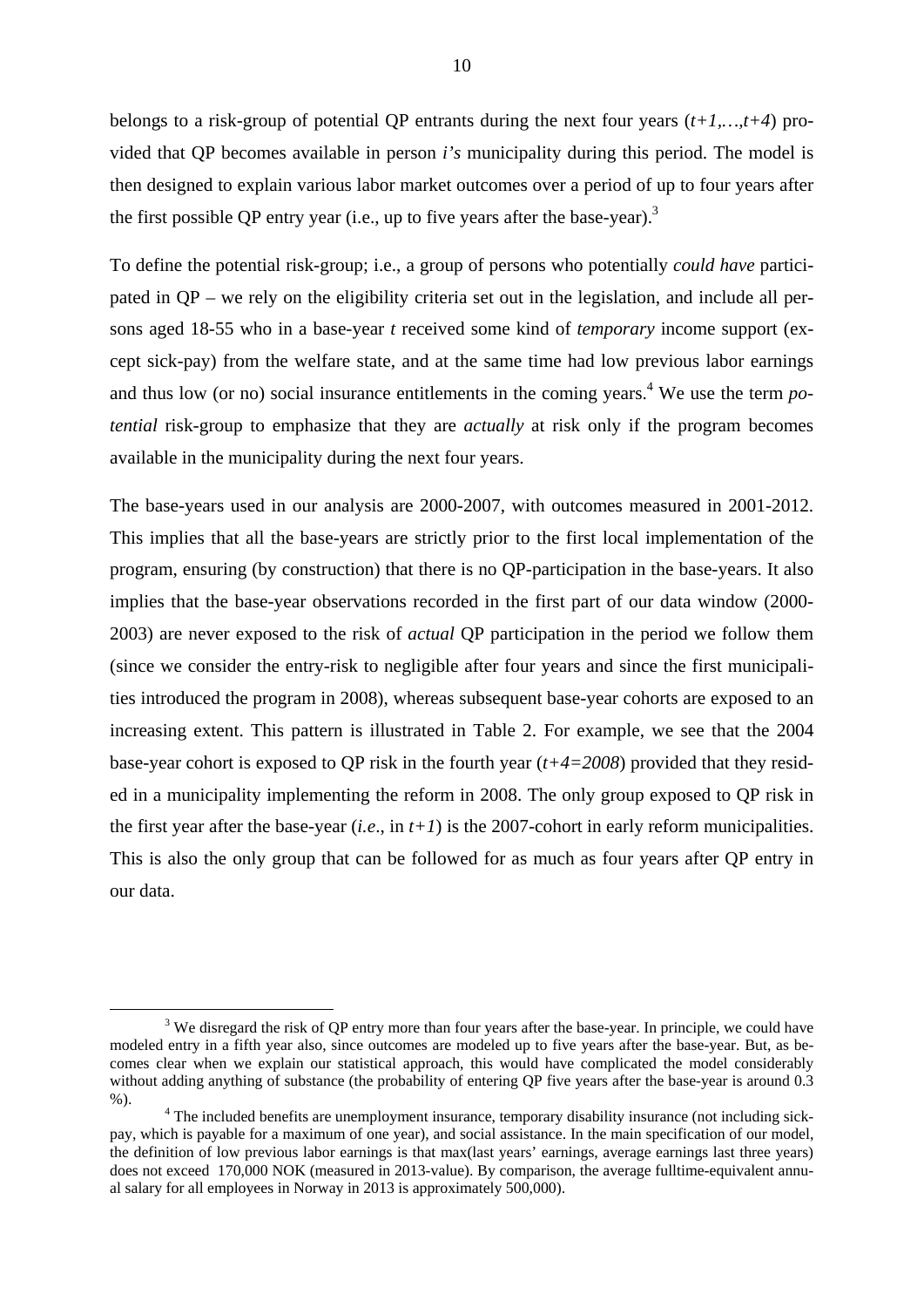belongs to a risk-group of potential QP entrants during the next four years ($t+1,\ldots,t+4$) provided that QP becomes available in person *i's* municipality during this period. The model is then designed to explain various labor market outcomes over a period of up to four years after the first possible QP entry year (i.e., up to five years after the base-year).[3]

To define the potential risk-group; i.e., a group of persons who potentially *could have* participated in QP – we rely on the eligibility criteria set out in the legislation, and include all persons aged 18-55 who in a base-year $t$ received some kind of *temporary* income support (except sick-pay) from the welfare state, and at the same time had low previous labor earnings and thus low (or no) social insurance entitlements in the coming years.[4] We use the term *potential* risk-group to emphasize that they are *actually* at risk only if the program becomes available in the municipality during the next four years.

The base-years used in our analysis are 2000-2007, with outcomes measured in 2001-2012. This implies that all the base-years are strictly prior to the first local implementation of the program, ensuring (by construction) that there is no QP-participation in the base-years. It also implies that the base-year observations recorded in the first part of our data window (2000-2003) are never exposed to the risk of *actual* QP participation in the period we follow them (since we consider the entry-risk to negligible after four years and since the first municipalities introduced the program in 2008), whereas subsequent base-year cohorts are exposed to an increasing extent. This pattern is illustrated in Table 2. For example, we see that the 2004 base-year cohort is exposed to QP risk in the fourth year ($t+4=2008$) provided that they resided in a municipality implementing the reform in 2008. The only group exposed to QP risk in the first year after the base-year (*i.e*., in $t+1$) is the 2007-cohort in early reform municipalities. This is also the only group that can be followed for as much as four years after QP entry in our data.

---

[3] We disregard the risk of QP entry more than four years after the base-year. In principle, we could have modeled entry in a fifth year also, since outcomes are modeled up to five years after the base-year. But, as becomes clear when we explain our statistical approach, this would have complicated the model considerably without adding anything of substance (the probability of entering QP five years after the base-year is around 0.3 %).

[4] The included benefits are unemployment insurance, temporary disability insurance (not including sick-pay, which is payable for a maximum of one year), and social assistance. In the main specification of our model, the definition of low previous labor earnings is that max(last years' earnings, average earnings last three years) does not exceed 170,000 NOK (measured in 2013-value). By comparison, the average fulltime-equivalent annual salary for all employees in Norway in 2013 is approximately 500,000).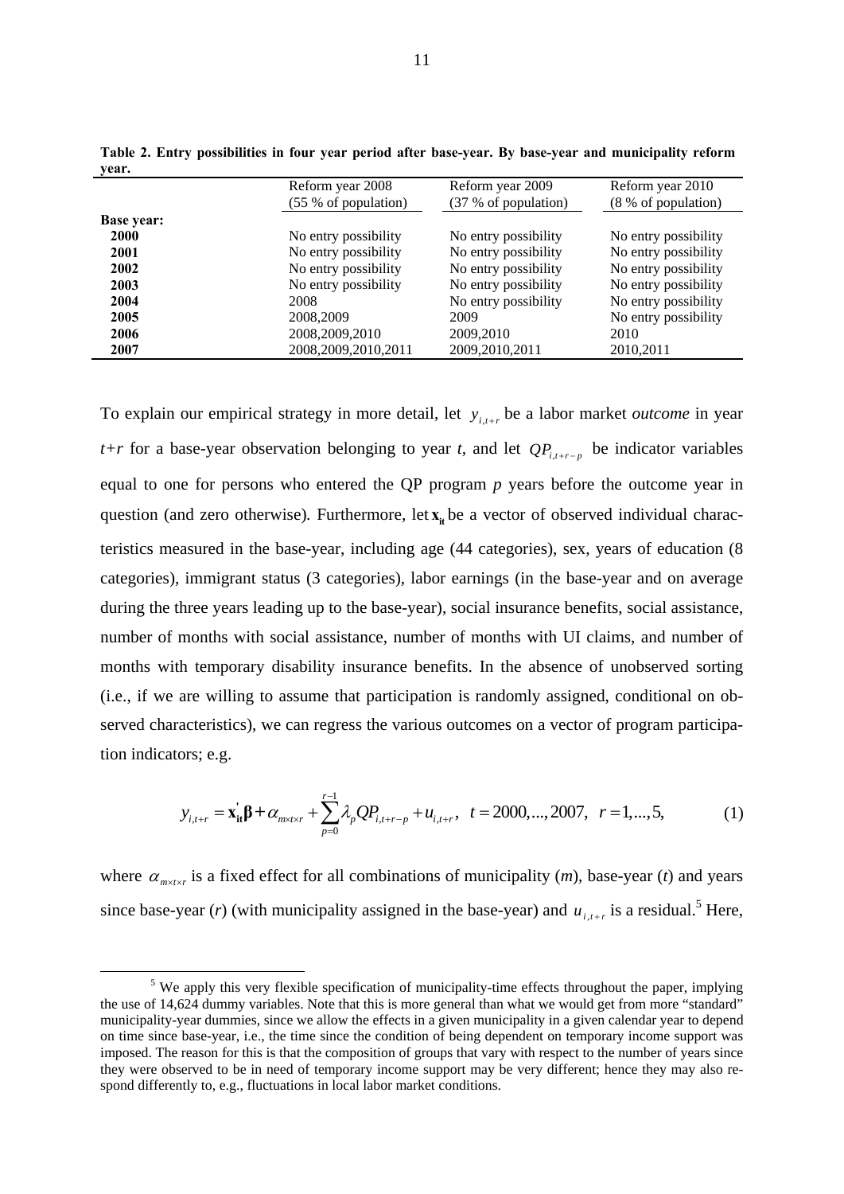**Table 2. Entry possibilities in four year period after base-year. By base-year and municipality reform year.**

| | Reform year 2008 (55 % of population) | Reform year 2009 (37 % of population) | Reform year 2010 (8 % of population) |
|---|---|---|---|
| **Base year:** | | | |
| **2000** | No entry possibility | No entry possibility | No entry possibility |
| **2001** | No entry possibility | No entry possibility | No entry possibility |
| **2002** | No entry possibility | No entry possibility | No entry possibility |
| **2003** | No entry possibility | No entry possibility | No entry possibility |
| **2004** | 2008 | No entry possibility | No entry possibility |
| **2005** | 2008,2009 | 2009 | No entry possibility |
| **2006** | 2008,2009,2010 | 2009,2010 | 2010 |
| **2007** | 2008,2009,2010,2011 | 2009,2010,2011 | 2010,2011 |

To explain our empirical strategy in more detail, let $y_{i,t+r}$ be a labor market *outcome* in year $t+r$ for a base-year observation belonging to year $t$, and let $QP_{i,t+r-p}$ be indicator variables equal to one for persons who entered the QP program $p$ years before the outcome year in question (and zero otherwise). Furthermore, let $\mathbf{x}_{it}$ be a vector of observed individual characteristics measured in the base-year, including age (44 categories), sex, years of education (8 categories), immigrant status (3 categories), labor earnings (in the base-year and on average during the three years leading up to the base-year), social insurance benefits, social assistance, number of months with social assistance, number of months with UI claims, and number of months with temporary disability insurance benefits. In the absence of unobserved sorting (i.e., if we are willing to assume that participation is randomly assigned, conditional on observed characteristics), we can regress the various outcomes on a vector of program participation indicators; e.g.

$$y_{i,t+r} = \mathbf{x}_{it}^{'}\boldsymbol{\beta} + \alpha_{m \times t \times r} + \sum_{p=0}^{r-1} \lambda_p QP_{i,t+r-p} + u_{i,t+r}, \quad t = 2000,...,2007, \quad r = 1,...,5, \tag{1}$$

where $\alpha_{m \times t \times r}$ is a fixed effect for all combinations of municipality ($m$), base-year ($t$) and years since base-year ($r$) (with municipality assigned in the base-year) and $u_{i,t+r}$ is a residual.[5] Here,

[5] We apply this very flexible specification of municipality-time effects throughout the paper, implying the use of 14,624 dummy variables. Note that this is more general than what we would get from more "standard" municipality-year dummies, since we allow the effects in a given municipality in a given calendar year to depend on time since base-year, i.e., the time since the condition of being dependent on temporary income support was imposed. The reason for this is that the composition of groups that vary with respect to the number of years since they were observed to be in need of temporary income support may be very different; hence they may also respond differently to, e.g., fluctuations in local labor market conditions.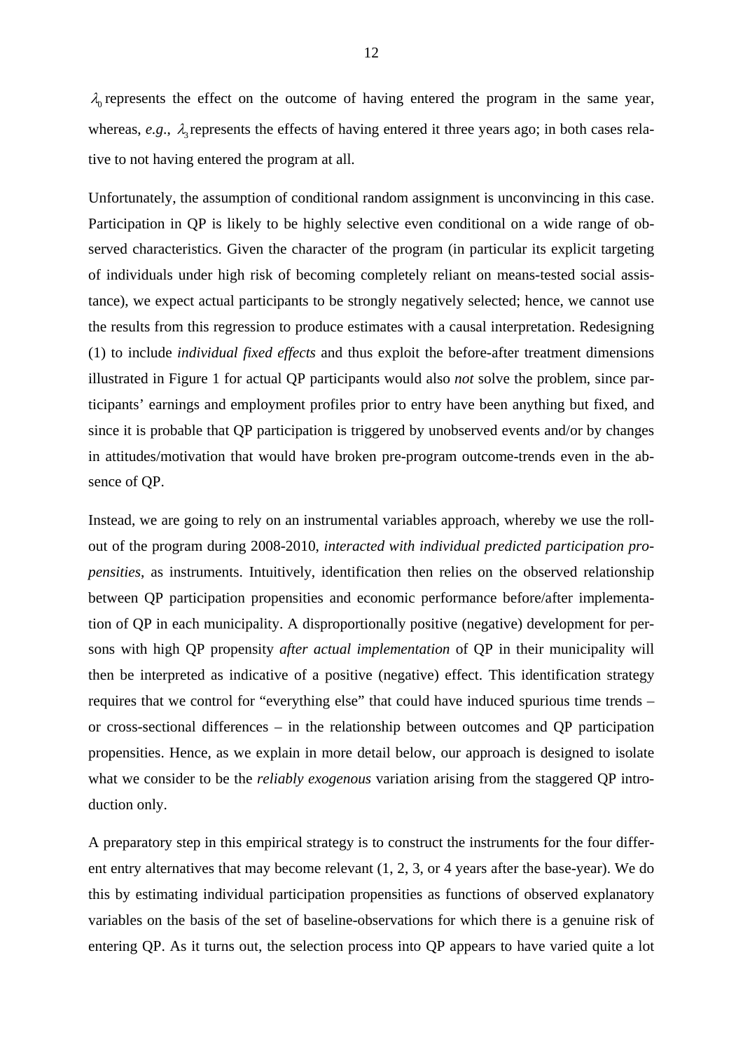$\lambda_0$ represents the effect on the outcome of having entered the program in the same year, whereas, *e.g.*, $\lambda_3$ represents the effects of having entered it three years ago; in both cases relative to not having entered the program at all.

Unfortunately, the assumption of conditional random assignment is unconvincing in this case. Participation in QP is likely to be highly selective even conditional on a wide range of observed characteristics. Given the character of the program (in particular its explicit targeting of individuals under high risk of becoming completely reliant on means-tested social assistance), we expect actual participants to be strongly negatively selected; hence, we cannot use the results from this regression to produce estimates with a causal interpretation. Redesigning (1) to include *individual fixed effects* and thus exploit the before-after treatment dimensions illustrated in Figure 1 for actual QP participants would also *not* solve the problem, since participants' earnings and employment profiles prior to entry have been anything but fixed, and since it is probable that QP participation is triggered by unobserved events and/or by changes in attitudes/motivation that would have broken pre-program outcome-trends even in the absence of QP.

Instead, we are going to rely on an instrumental variables approach, whereby we use the roll-out of the program during 2008-2010, *interacted with individual predicted participation propensities*, as instruments. Intuitively, identification then relies on the observed relationship between QP participation propensities and economic performance before/after implementation of QP in each municipality. A disproportionally positive (negative) development for persons with high QP propensity *after actual implementation* of QP in their municipality will then be interpreted as indicative of a positive (negative) effect. This identification strategy requires that we control for "everything else" that could have induced spurious time trends – or cross-sectional differences – in the relationship between outcomes and QP participation propensities. Hence, as we explain in more detail below, our approach is designed to isolate what we consider to be the *reliably exogenous* variation arising from the staggered QP introduction only.

A preparatory step in this empirical strategy is to construct the instruments for the four different entry alternatives that may become relevant (1, 2, 3, or 4 years after the base-year). We do this by estimating individual participation propensities as functions of observed explanatory variables on the basis of the set of baseline-observations for which there is a genuine risk of entering QP. As it turns out, the selection process into QP appears to have varied quite a lot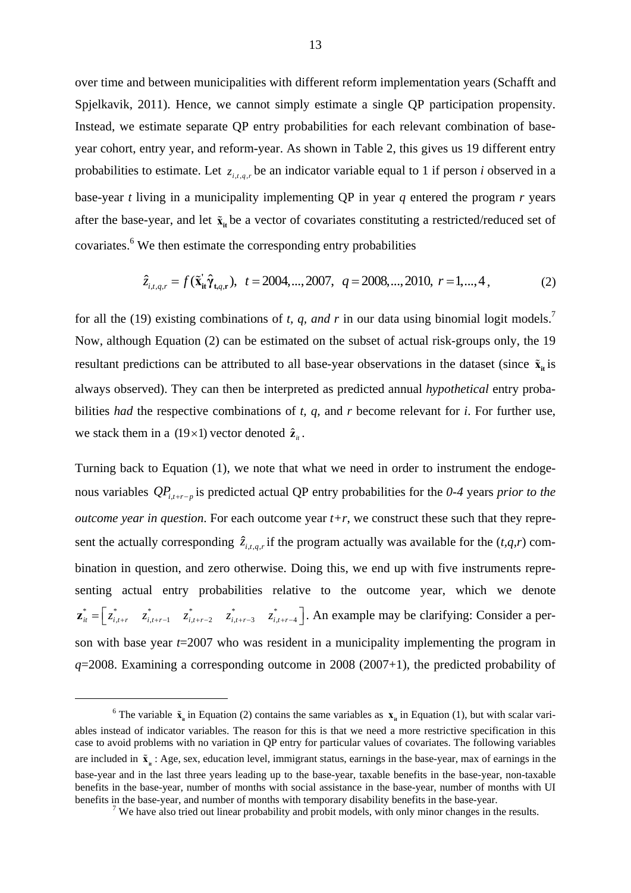over time and between municipalities with different reform implementation years (Schafft and Spjelkavik, 2011). Hence, we cannot simply estimate a single QP participation propensity. Instead, we estimate separate QP entry probabilities for each relevant combination of base-year cohort, entry year, and reform-year. As shown in Table 2, this gives us 19 different entry probabilities to estimate. Let $z_{i,t,q,r}$ be an indicator variable equal to 1 if person *i* observed in a base-year *t* living in a municipality implementing QP in year *q* entered the program *r* years after the base-year, and let $\tilde{\mathbf{x}}_{\mathbf{it}}$ be a vector of covariates constituting a restricted/reduced set of covariates.[6] We then estimate the corresponding entry probabilities

$$\hat{z}_{i,t,q,r} = f(\tilde{\mathbf{x}}_{\mathbf{it}}^{'}\hat{\boldsymbol{\gamma}}_{\mathbf{t},q,\mathbf{r}}), \ \ t = 2004,...,2007, \ \ q = 2008,...,2010, \ r = 1,...,4, \tag{2}$$

for all the (19) existing combinations of *t, q, and r* in our data using binomial logit models.[7] Now, although Equation (2) can be estimated on the subset of actual risk-groups only, the 19 resultant predictions can be attributed to all base-year observations in the dataset (since $\tilde{\mathbf{x}}_{\mathbf{it}}$ is always observed). They can then be interpreted as predicted annual *hypothetical* entry probabilities *had* the respective combinations of *t, q,* and *r* become relevant for *i*. For further use, we stack them in a $(19\times1)$ vector denoted $\hat{\mathbf{z}}_{it}$.

Turning back to Equation (1), we note that what we need in order to instrument the endogenous variables $QP_{i,t+r-p}$ is predicted actual QP entry probabilities for the *0-4* years *prior to the outcome year in question*. For each outcome year *t+r*, we construct these such that they represent the actually corresponding $\hat{z}_{i,t,q,r}$ if the program actually was available for the (*t,q,r*) combination in question, and zero otherwise. Doing this, we end up with five instruments representing actual entry probabilities relative to the outcome year, which we denote $\mathbf{z}_{it}^{*} = \begin{bmatrix} z_{i,t+r}^{*} & z_{i,t+r-1}^{*} & z_{i,t+r-2}^{*} & z_{i,t+r-3}^{*} & z_{i,t+r-4}^{*} \end{bmatrix}$. An example may be clarifying: Consider a person with base year *t*=2007 who was resident in a municipality implementing the program in *q*=2008. Examining a corresponding outcome in 2008 (2007+1), the predicted probability of

---

[6] The variable $\tilde{\mathbf{x}}_{\mathbf{it}}$ in Equation (2) contains the same variables as $\mathbf{x}_{\mathbf{it}}$ in Equation (1), but with scalar variables instead of indicator variables. The reason for this is that we need a more restrictive specification in this case to avoid problems with no variation in QP entry for particular values of covariates. The following variables are included in $\tilde{\mathbf{x}}_{\mathbf{it}}$ : Age, sex, education level, immigrant status, earnings in the base-year, max of earnings in the base-year and in the last three years leading up to the base-year, taxable benefits in the base-year, non-taxable benefits in the base-year, number of months with social assistance in the base-year, number of months with UI benefits in the base-year, and number of months with temporary disability benefits in the base-year.

[7] We have also tried out linear probability and probit models, with only minor changes in the results.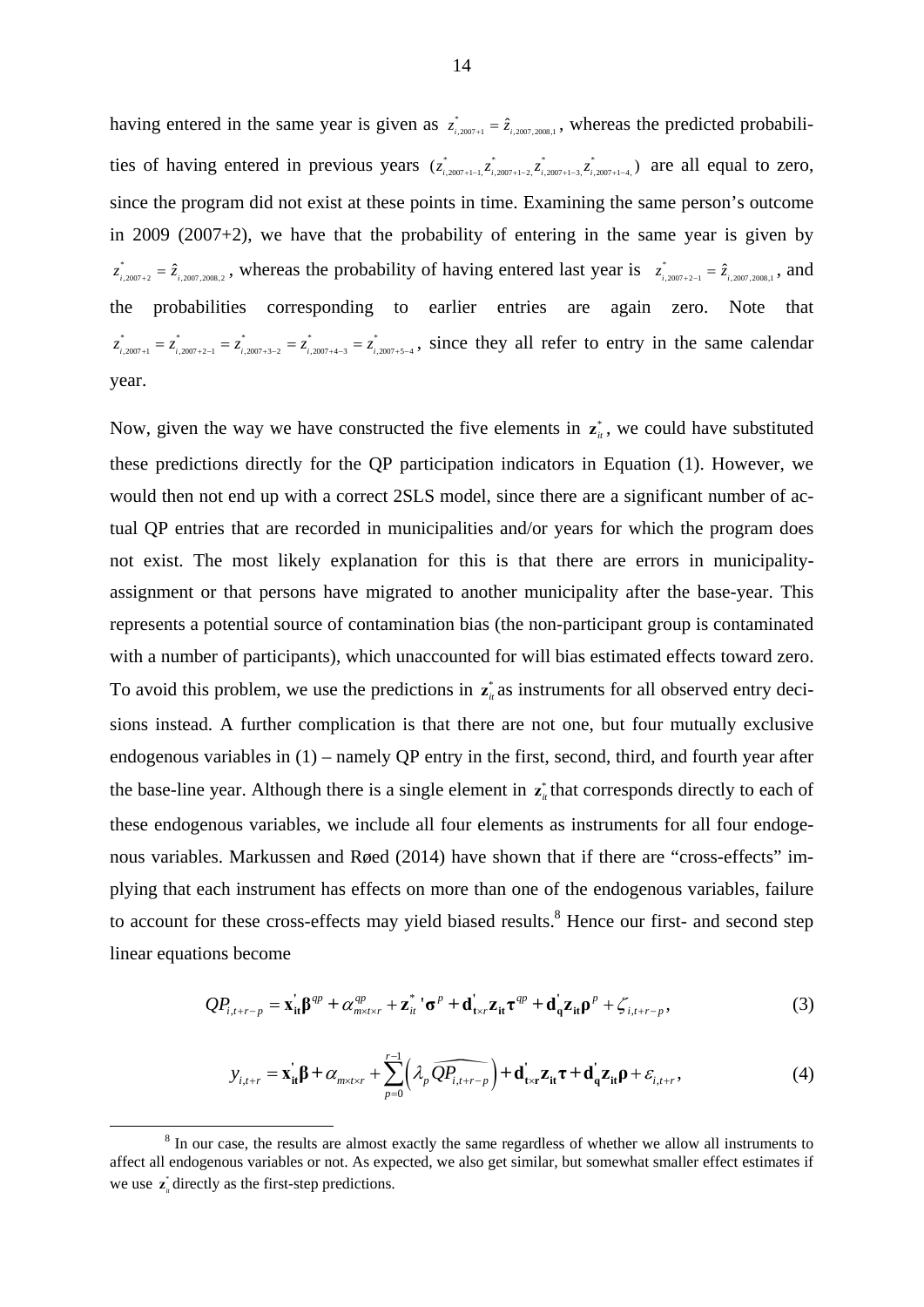having entered in the same year is given as $z^*_{i,2007+1} = \hat{z}_{i,2007,2008,1}$, whereas the predicted probabilities of having entered in previous years $(z^*_{i,2007+1-1}, z^*_{i,2007+1-2}, z^*_{i,2007+1-3}, z^*_{i,2007+1-4})$ are all equal to zero, since the program did not exist at these points in time. Examining the same person's outcome in 2009 (2007+2), we have that the probability of entering in the same year is given by $z^*_{i,2007+2} = \hat{z}_{i,2007,2008,2}$, whereas the probability of having entered last year is $z^*_{i,2007+2-1} = \hat{z}_{i,2007,2008,1}$, and the probabilities corresponding to earlier entries are again zero. Note that $z^*_{i,2007+1} = z^*_{i,2007+2-1} = z^*_{i,2007+3-2} = z^*_{i,2007+4-3} = z^*_{i,2007+5-4}$, since they all refer to entry in the same calendar year.

Now, given the way we have constructed the five elements in $\mathbf{z}^*_{it}$, we could have substituted these predictions directly for the QP participation indicators in Equation (1). However, we would then not end up with a correct 2SLS model, since there are a significant number of actual QP entries that are recorded in municipalities and/or years for which the program does not exist. The most likely explanation for this is that there are errors in municipality-assignment or that persons have migrated to another municipality after the base-year. This represents a potential source of contamination bias (the non-participant group is contaminated with a number of participants), which unaccounted for will bias estimated effects toward zero. To avoid this problem, we use the predictions in $\mathbf{z}^*_{it}$ as instruments for all observed entry decisions instead. A further complication is that there are not one, but four mutually exclusive endogenous variables in (1) – namely QP entry in the first, second, third, and fourth year after the base-line year. Although there is a single element in $\mathbf{z}^*_{it}$ that corresponds directly to each of these endogenous variables, we include all four elements as instruments for all four endogenous variables. Markussen and Røed (2014) have shown that if there are "cross-effects" implying that each instrument has effects on more than one of the endogenous variables, failure to account for these cross-effects may yield biased results.[8] Hence our first- and second step linear equations become

$$QP_{i,t+r-p} = \mathbf{x}'_{\mathbf{it}}\boldsymbol{\beta}^{qp} + \alpha^{qp}_{m\times t\times r} + \mathbf{z}^{*}_{it}{}'\boldsymbol{\sigma}^{p} + \mathbf{d}'_{\mathbf{t}\times r}\mathbf{z}_{\mathbf{it}}\boldsymbol{\tau}^{qp} + \mathbf{d}'_{\mathbf{q}}\mathbf{z}_{\mathbf{it}}\boldsymbol{\rho}^{p} + \zeta_{i,t+r-p}, \tag{3}$$

$$y_{i,t+r} = \mathbf{x}'_{\mathbf{it}}\boldsymbol{\beta} + \alpha_{m\times t\times r} + \sum_{p=0}^{r-1}\left(\lambda_p \widehat{QP_{i,t+r-p}}\right) + \mathbf{d}'_{\mathbf{t}\times\mathbf{r}}\mathbf{z}_{\mathbf{it}}\boldsymbol{\tau} + \mathbf{d}'_{\mathbf{q}}\mathbf{z}_{\mathbf{it}}\boldsymbol{\rho} + \varepsilon_{i,t+r}, \tag{4}$$

[8] In our case, the results are almost exactly the same regardless of whether we allow all instruments to affect all endogenous variables or not. As expected, we also get similar, but somewhat smaller effect estimates if we use $\mathbf{z}^*_{it}$ directly as the first-step predictions.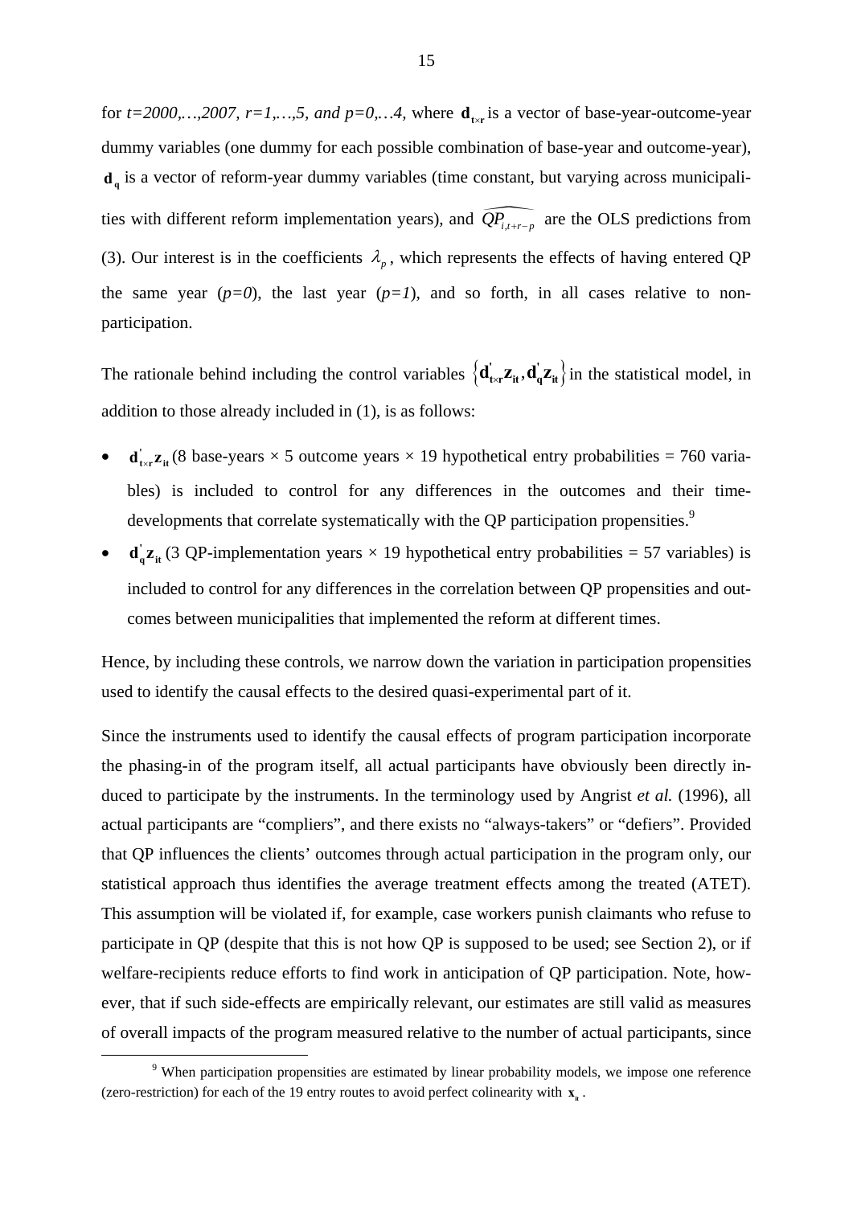for *t=2000,…,2007, r=1,…,5, and p=0,…4,* where $\mathbf{d}_{\mathbf{t}\times\mathbf{r}}$ is a vector of base-year-outcome-year dummy variables (one dummy for each possible combination of base-year and outcome-year), $\mathbf{d}_{\mathbf{q}}$ is a vector of reform-year dummy variables (time constant, but varying across municipalities with different reform implementation years), and $\widehat{QP_{i,t+r-p}}$ are the OLS predictions from (3). Our interest is in the coefficients $\lambda_p$, which represents the effects of having entered QP the same year (*p=0*), the last year (*p=1*), and so forth, in all cases relative to non-participation.

The rationale behind including the control variables $\left\{\mathbf{d}^{'}_{\mathbf{t}\times\mathbf{r}}\mathbf{z}_{\mathbf{it}}, \mathbf{d}^{'}_{\mathbf{q}}\mathbf{z}_{\mathbf{it}}\right\}$ in the statistical model, in addition to those already included in (1), is as follows:

- $\mathbf{d}^{'}_{\mathbf{t}\times\mathbf{r}}\mathbf{z}_{\mathbf{it}}$ (8 base-years × 5 outcome years × 19 hypothetical entry probabilities = 760 variables) is included to control for any differences in the outcomes and their time-developments that correlate systematically with the QP participation propensities.[9]
- $\mathbf{d}^{'}_{\mathbf{q}}\mathbf{z}_{\mathbf{it}}$ (3 QP-implementation years × 19 hypothetical entry probabilities = 57 variables) is included to control for any differences in the correlation between QP propensities and outcomes between municipalities that implemented the reform at different times.

Hence, by including these controls, we narrow down the variation in participation propensities used to identify the causal effects to the desired quasi-experimental part of it.

Since the instruments used to identify the causal effects of program participation incorporate the phasing-in of the program itself, all actual participants have obviously been directly induced to participate by the instruments. In the terminology used by Angrist *et al.* (1996), all actual participants are "compliers", and there exists no "always-takers" or "defiers". Provided that QP influences the clients' outcomes through actual participation in the program only, our statistical approach thus identifies the average treatment effects among the treated (ATET). This assumption will be violated if, for example, case workers punish claimants who refuse to participate in QP (despite that this is not how QP is supposed to be used; see Section 2), or if welfare-recipients reduce efforts to find work in anticipation of QP participation. Note, however, that if such side-effects are empirically relevant, our estimates are still valid as measures of overall impacts of the program measured relative to the number of actual participants, since

[9] When participation propensities are estimated by linear probability models, we impose one reference (zero-restriction) for each of the 19 entry routes to avoid perfect colinearity with $\mathbf{x}_{\mathbf{it}}$.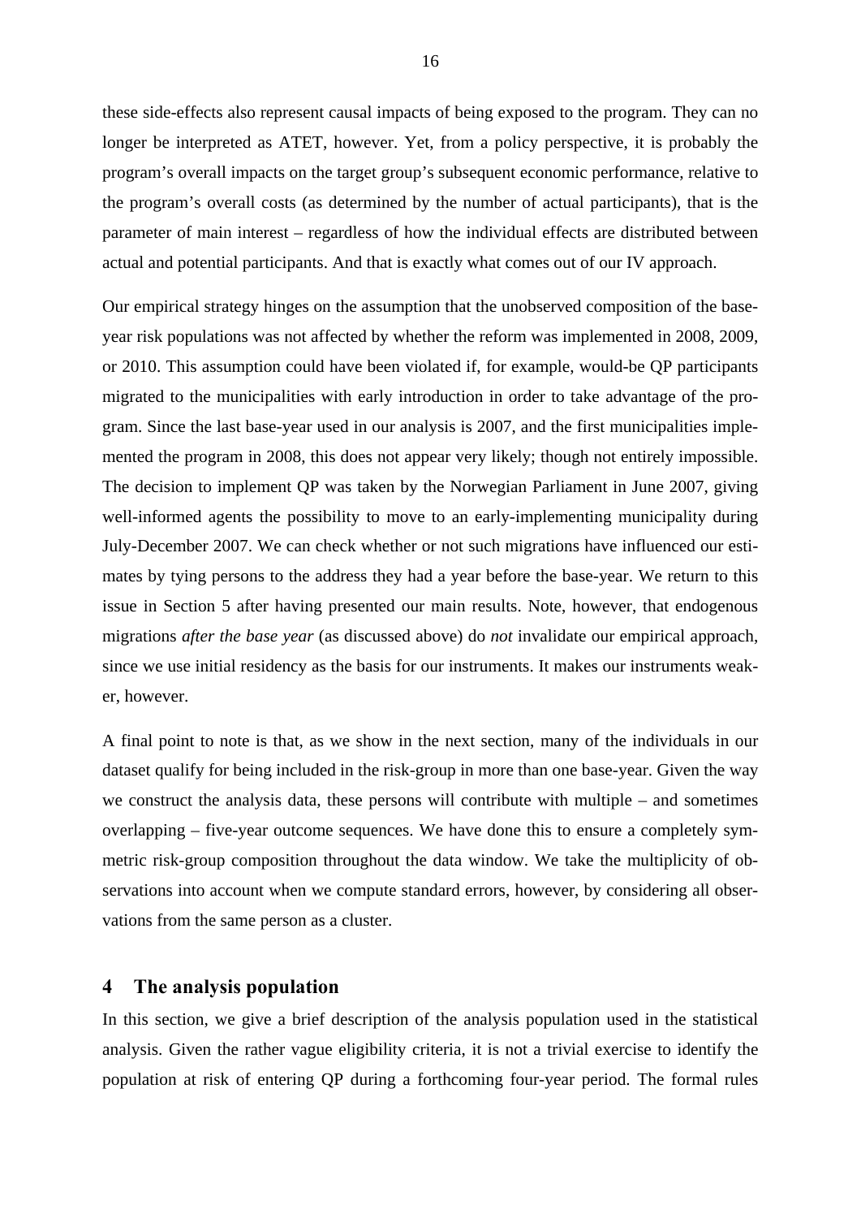these side-effects also represent causal impacts of being exposed to the program. They can no longer be interpreted as ATET, however. Yet, from a policy perspective, it is probably the program's overall impacts on the target group's subsequent economic performance, relative to the program's overall costs (as determined by the number of actual participants), that is the parameter of main interest – regardless of how the individual effects are distributed between actual and potential participants. And that is exactly what comes out of our IV approach.

Our empirical strategy hinges on the assumption that the unobserved composition of the base-year risk populations was not affected by whether the reform was implemented in 2008, 2009, or 2010. This assumption could have been violated if, for example, would-be QP participants migrated to the municipalities with early introduction in order to take advantage of the program. Since the last base-year used in our analysis is 2007, and the first municipalities implemented the program in 2008, this does not appear very likely; though not entirely impossible. The decision to implement QP was taken by the Norwegian Parliament in June 2007, giving well-informed agents the possibility to move to an early-implementing municipality during July-December 2007. We can check whether or not such migrations have influenced our estimates by tying persons to the address they had a year before the base-year. We return to this issue in Section 5 after having presented our main results. Note, however, that endogenous migrations *after the base year* (as discussed above) do *not* invalidate our empirical approach, since we use initial residency as the basis for our instruments. It makes our instruments weaker, however.

A final point to note is that, as we show in the next section, many of the individuals in our dataset qualify for being included in the risk-group in more than one base-year. Given the way we construct the analysis data, these persons will contribute with multiple – and sometimes overlapping – five-year outcome sequences. We have done this to ensure a completely symmetric risk-group composition throughout the data window. We take the multiplicity of observations into account when we compute standard errors, however, by considering all observations from the same person as a cluster.

## 4 The analysis population

In this section, we give a brief description of the analysis population used in the statistical analysis. Given the rather vague eligibility criteria, it is not a trivial exercise to identify the population at risk of entering QP during a forthcoming four-year period. The formal rules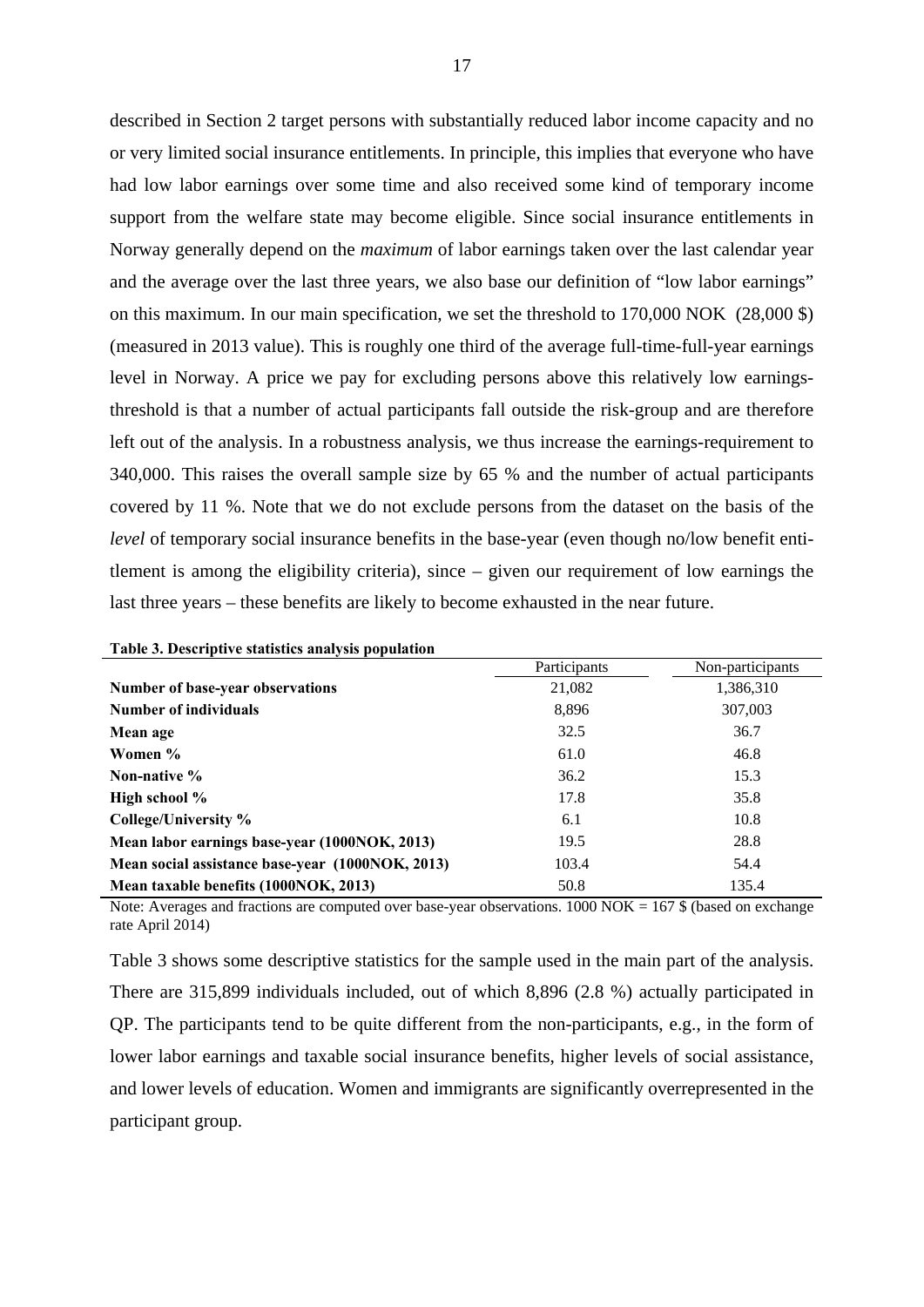described in Section 2 target persons with substantially reduced labor income capacity and no or very limited social insurance entitlements. In principle, this implies that everyone who have had low labor earnings over some time and also received some kind of temporary income support from the welfare state may become eligible. Since social insurance entitlements in Norway generally depend on the *maximum* of labor earnings taken over the last calendar year and the average over the last three years, we also base our definition of "low labor earnings" on this maximum. In our main specification, we set the threshold to 170,000 NOK (28,000 $) (measured in 2013 value). This is roughly one third of the average full-time-full-year earnings level in Norway. A price we pay for excluding persons above this relatively low earnings-threshold is that a number of actual participants fall outside the risk-group and are therefore left out of the analysis. In a robustness analysis, we thus increase the earnings-requirement to 340,000. This raises the overall sample size by 65 % and the number of actual participants covered by 11 %. Note that we do not exclude persons from the dataset on the basis of the *level* of temporary social insurance benefits in the base-year (even though no/low benefit entitlement is among the eligibility criteria), since – given our requirement of low earnings the last three years – these benefits are likely to become exhausted in the near future.

**Table 3. Descriptive statistics analysis population**

| | Participants | Non-participants |
|---|---|---|
| **Number of base-year observations** | 21,082 | 1,386,310 |
| **Number of individuals** | 8,896 | 307,003 |
| **Mean age** | 32.5 | 36.7 |
| **Women %** | 61.0 | 46.8 |
| **Non-native %** | 36.2 | 15.3 |
| **High school %** | 17.8 | 35.8 |
| **College/University %** | 6.1 | 10.8 |
| **Mean labor earnings base-year (1000NOK, 2013)** | 19.5 | 28.8 |
| **Mean social assistance base-year (1000NOK, 2013)** | 103.4 | 54.4 |
| **Mean taxable benefits (1000NOK, 2013)** | 50.8 | 135.4 |

Note: Averages and fractions are computed over base-year observations. 1000 NOK = 167 $ (based on exchange rate April 2014)

Table 3 shows some descriptive statistics for the sample used in the main part of the analysis. There are 315,899 individuals included, out of which 8,896 (2.8 %) actually participated in QP. The participants tend to be quite different from the non-participants, e.g., in the form of lower labor earnings and taxable social insurance benefits, higher levels of social assistance, and lower levels of education. Women and immigrants are significantly overrepresented in the participant group.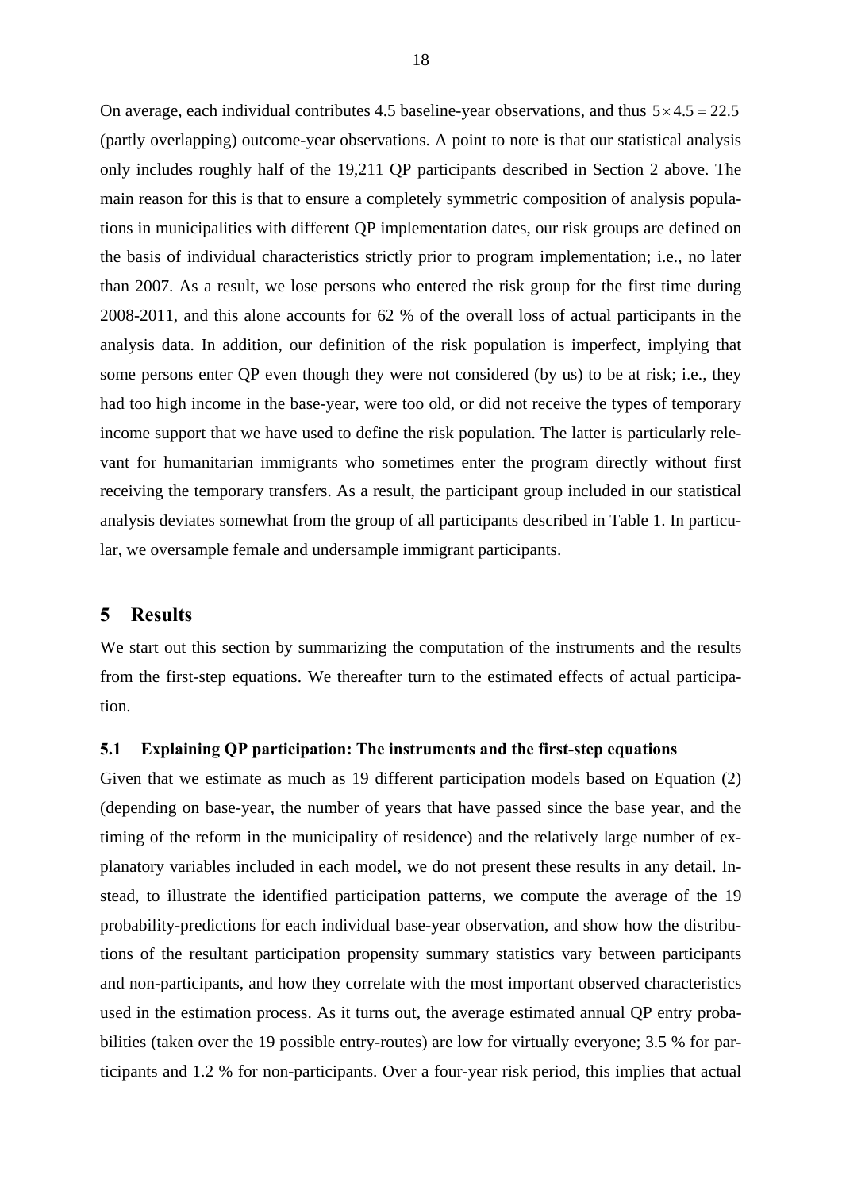On average, each individual contributes 4.5 baseline-year observations, and thus $5 \times 4.5 = 22.5$ (partly overlapping) outcome-year observations. A point to note is that our statistical analysis only includes roughly half of the 19,211 QP participants described in Section 2 above. The main reason for this is that to ensure a completely symmetric composition of analysis populations in municipalities with different QP implementation dates, our risk groups are defined on the basis of individual characteristics strictly prior to program implementation; i.e., no later than 2007. As a result, we lose persons who entered the risk group for the first time during 2008-2011, and this alone accounts for 62 % of the overall loss of actual participants in the analysis data. In addition, our definition of the risk population is imperfect, implying that some persons enter QP even though they were not considered (by us) to be at risk; i.e., they had too high income in the base-year, were too old, or did not receive the types of temporary income support that we have used to define the risk population. The latter is particularly relevant for humanitarian immigrants who sometimes enter the program directly without first receiving the temporary transfers. As a result, the participant group included in our statistical analysis deviates somewhat from the group of all participants described in Table 1. In particular, we oversample female and undersample immigrant participants.

# 5 Results

We start out this section by summarizing the computation of the instruments and the results from the first-step equations. We thereafter turn to the estimated effects of actual participation.

## 5.1 Explaining QP participation: The instruments and the first-step equations

Given that we estimate as much as 19 different participation models based on Equation (2) (depending on base-year, the number of years that have passed since the base year, and the timing of the reform in the municipality of residence) and the relatively large number of explanatory variables included in each model, we do not present these results in any detail. Instead, to illustrate the identified participation patterns, we compute the average of the 19 probability-predictions for each individual base-year observation, and show how the distributions of the resultant participation propensity summary statistics vary between participants and non-participants, and how they correlate with the most important observed characteristics used in the estimation process. As it turns out, the average estimated annual QP entry probabilities (taken over the 19 possible entry-routes) are low for virtually everyone; 3.5 % for participants and 1.2 % for non-participants. Over a four-year risk period, this implies that actual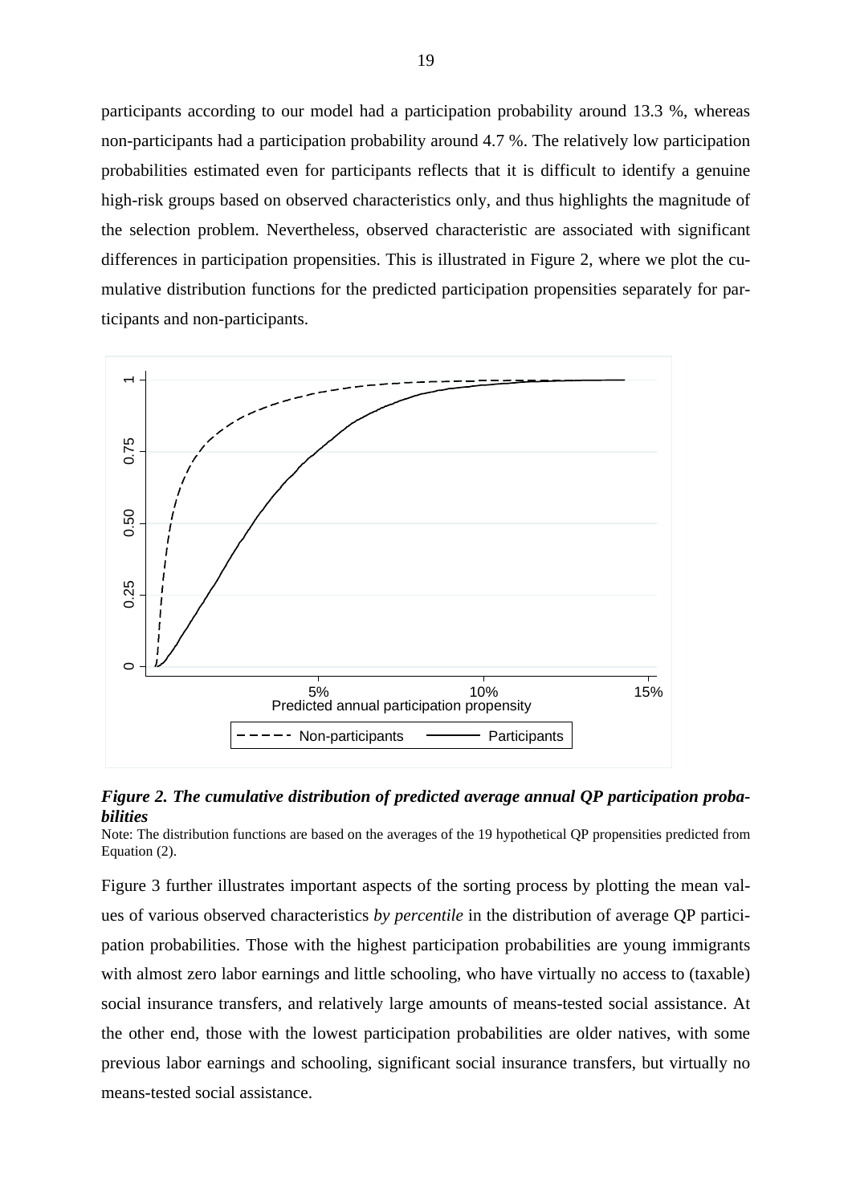participants according to our model had a participation probability around 13.3 %, whereas non-participants had a participation probability around 4.7 %. The relatively low participation probabilities estimated even for participants reflects that it is difficult to identify a genuine high-risk groups based on observed characteristics only, and thus highlights the magnitude of the selection problem. Nevertheless, observed characteristic are associated with significant differences in participation propensities. This is illustrated in Figure 2, where we plot the cumulative distribution functions for the predicted participation propensities separately for participants and non-participants.

***Figure 2. The cumulative distribution of predicted average annual QP participation probabilities***

Note: The distribution functions are based on the averages of the 19 hypothetical QP propensities predicted from Equation (2).

Figure 3 further illustrates important aspects of the sorting process by plotting the mean values of various observed characteristics *by percentile* in the distribution of average QP participation probabilities. Those with the highest participation probabilities are young immigrants with almost zero labor earnings and little schooling, who have virtually no access to (taxable) social insurance transfers, and relatively large amounts of means-tested social assistance. At the other end, those with the lowest participation probabilities are older natives, with some previous labor earnings and schooling, significant social insurance transfers, but virtually no means-tested social assistance.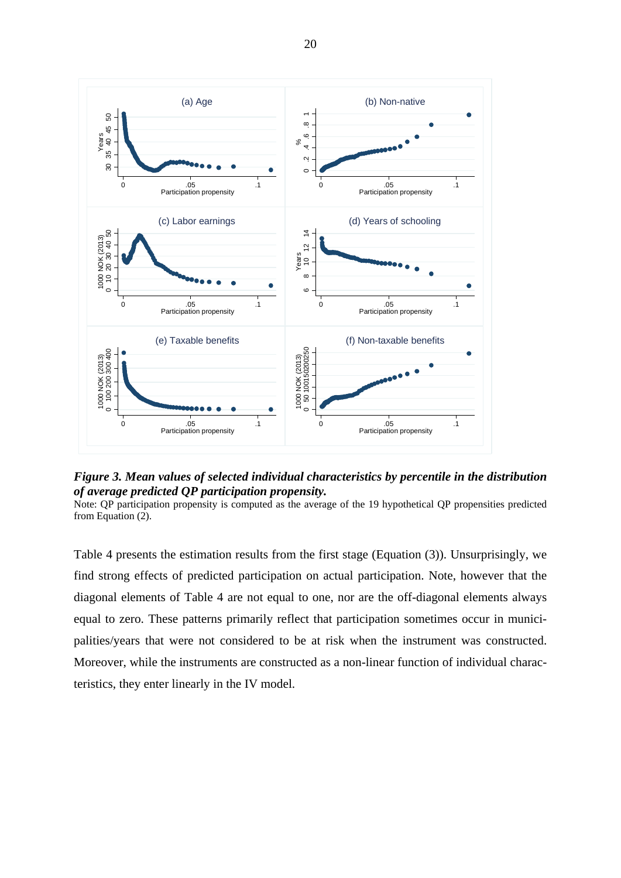***Figure 3. Mean values of selected individual characteristics by percentile in the distribution of average predicted QP participation propensity.***

Note: QP participation propensity is computed as the average of the 19 hypothetical QP propensities predicted from Equation (2).

Table 4 presents the estimation results from the first stage (Equation (3)). Unsurprisingly, we find strong effects of predicted participation on actual participation. Note, however that the diagonal elements of Table 4 are not equal to one, nor are the off-diagonal elements always equal to zero. These patterns primarily reflect that participation sometimes occur in municipalities/years that were not considered to be at risk when the instrument was constructed. Moreover, while the instruments are constructed as a non-linear function of individual characteristics, they enter linearly in the IV model.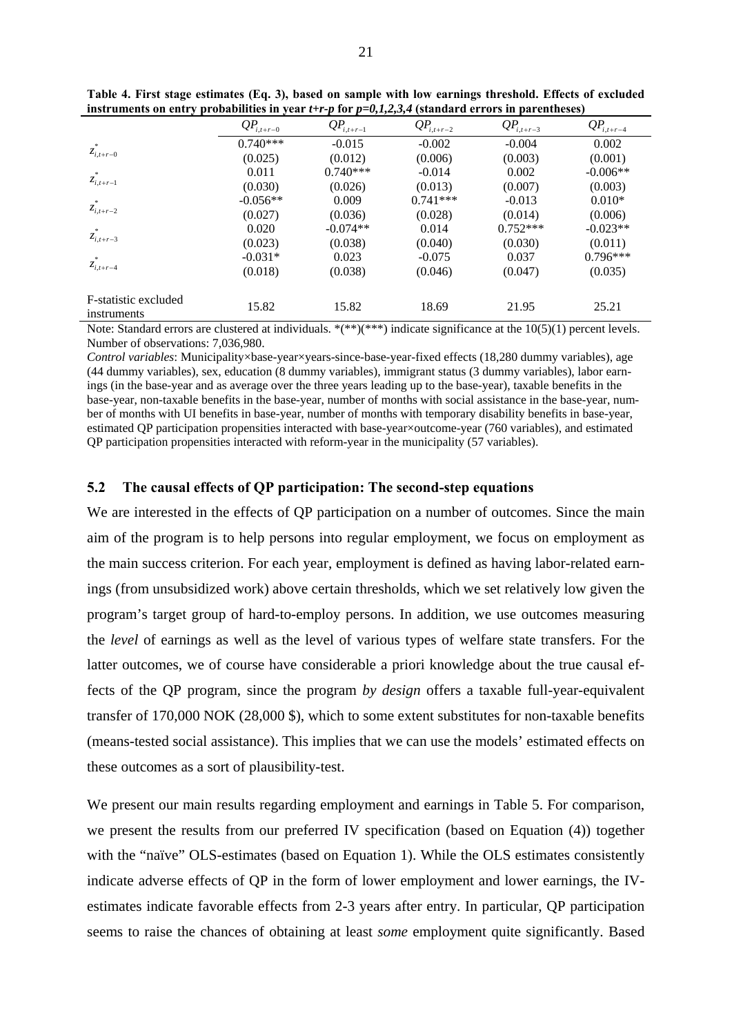**Table 4. First stage estimates (Eq. 3), based on sample with low earnings threshold. Effects of excluded instruments on entry probabilities in year *t+r-p* for *p=0,1,2,3,4* (standard errors in parentheses)**

| | $QP_{i,t+r-0}$ | $QP_{i,t+r-1}$ | $QP_{i,t+r-2}$ | $QP_{i,t+r-3}$ | $QP_{i,t+r-4}$ |
|---|---|---|---|---|---|
| $z^*_{i,t+r-0}$ | 0.740*** | -0.015 | -0.002 | -0.004 | 0.002 |
| | (0.025) | (0.012) | (0.006) | (0.003) | (0.001) |
| $z^*_{i,t+r-1}$ | 0.011 | 0.740*** | -0.014 | 0.002 | -0.006** |
| | (0.030) | (0.026) | (0.013) | (0.007) | (0.003) |
| $z^*_{i,t+r-2}$ | -0.056** | 0.009 | 0.741*** | -0.013 | 0.010* |
| | (0.027) | (0.036) | (0.028) | (0.014) | (0.006) |
| $z^*_{i,t+r-3}$ | 0.020 | -0.074** | 0.014 | 0.752*** | -0.023** |
| | (0.023) | (0.038) | (0.040) | (0.030) | (0.011) |
| $z^*_{i,t+r-4}$ | -0.031* | 0.023 | -0.075 | 0.037 | 0.796*** |
| | (0.018) | (0.038) | (0.046) | (0.047) | (0.035) |
| F-statistic excluded instruments | 15.82 | 15.82 | 18.69 | 21.95 | 25.21 |

Note: Standard errors are clustered at individuals. *(**)(***) indicate significance at the 10(5)(1) percent levels. Number of observations: 7,036,980.

*Control variables*: Municipality×base-year×years-since-base-year-fixed effects (18,280 dummy variables), age (44 dummy variables), sex, education (8 dummy variables), immigrant status (3 dummy variables), labor earnings (in the base-year and as average over the three years leading up to the base-year), taxable benefits in the base-year, non-taxable benefits in the base-year, number of months with social assistance in the base-year, number of months with UI benefits in base-year, number of months with temporary disability benefits in base-year, estimated QP participation propensities interacted with base-year×outcome-year (760 variables), and estimated QP participation propensities interacted with reform-year in the municipality (57 variables).

### 5.2 The causal effects of QP participation: The second-step equations

We are interested in the effects of QP participation on a number of outcomes. Since the main aim of the program is to help persons into regular employment, we focus on employment as the main success criterion. For each year, employment is defined as having labor-related earnings (from unsubsidized work) above certain thresholds, which we set relatively low given the program's target group of hard-to-employ persons. In addition, we use outcomes measuring the *level* of earnings as well as the level of various types of welfare state transfers. For the latter outcomes, we of course have considerable a priori knowledge about the true causal effects of the QP program, since the program *by design* offers a taxable full-year-equivalent transfer of 170,000 NOK (28,000 $), which to some extent substitutes for non-taxable benefits (means-tested social assistance). This implies that we can use the models' estimated effects on these outcomes as a sort of plausibility-test.

We present our main results regarding employment and earnings in Table 5. For comparison, we present the results from our preferred IV specification (based on Equation (4)) together with the "naïve" OLS-estimates (based on Equation 1). While the OLS estimates consistently indicate adverse effects of QP in the form of lower employment and lower earnings, the IV-estimates indicate favorable effects from 2-3 years after entry. In particular, QP participation seems to raise the chances of obtaining at least *some* employment quite significantly. Based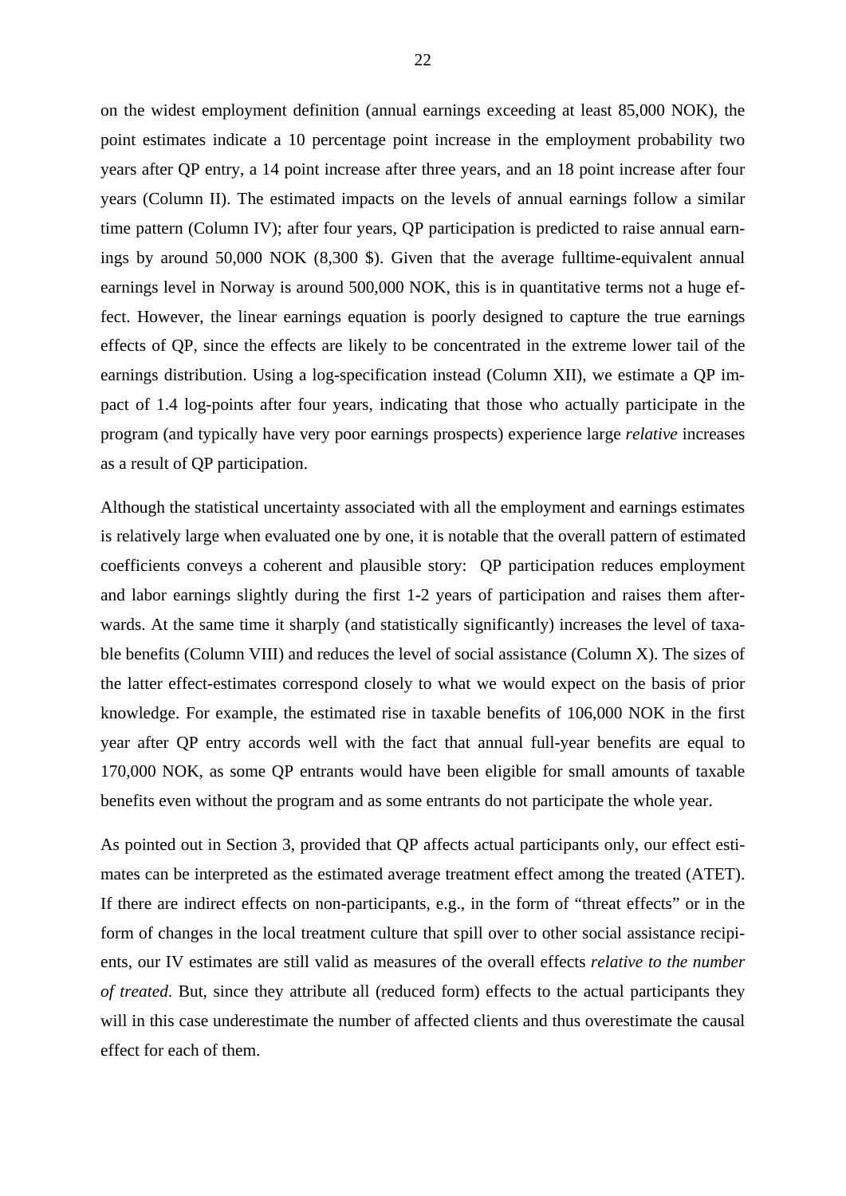on the widest employment definition (annual earnings exceeding at least 85,000 NOK), the point estimates indicate a 10 percentage point increase in the employment probability two years after QP entry, a 14 point increase after three years, and an 18 point increase after four years (Column II). The estimated impacts on the levels of annual earnings follow a similar time pattern (Column IV); after four years, QP participation is predicted to raise annual earnings by around 50,000 NOK (8,300 $). Given that the average fulltime-equivalent annual earnings level in Norway is around 500,000 NOK, this is in quantitative terms not a huge effect. However, the linear earnings equation is poorly designed to capture the true earnings effects of QP, since the effects are likely to be concentrated in the extreme lower tail of the earnings distribution. Using a log-specification instead (Column XII), we estimate a QP impact of 1.4 log-points after four years, indicating that those who actually participate in the program (and typically have very poor earnings prospects) experience large *relative* increases as a result of QP participation.

Although the statistical uncertainty associated with all the employment and earnings estimates is relatively large when evaluated one by one, it is notable that the overall pattern of estimated coefficients conveys a coherent and plausible story: QP participation reduces employment and labor earnings slightly during the first 1-2 years of participation and raises them afterwards. At the same time it sharply (and statistically significantly) increases the level of taxable benefits (Column VIII) and reduces the level of social assistance (Column X). The sizes of the latter effect-estimates correspond closely to what we would expect on the basis of prior knowledge. For example, the estimated rise in taxable benefits of 106,000 NOK in the first year after QP entry accords well with the fact that annual full-year benefits are equal to 170,000 NOK, as some QP entrants would have been eligible for small amounts of taxable benefits even without the program and as some entrants do not participate the whole year.

As pointed out in Section 3, provided that QP affects actual participants only, our effect estimates can be interpreted as the estimated average treatment effect among the treated (ATET). If there are indirect effects on non-participants, e.g., in the form of "threat effects" or in the form of changes in the local treatment culture that spill over to other social assistance recipients, our IV estimates are still valid as measures of the overall effects *relative to the number of treated*. But, since they attribute all (reduced form) effects to the actual participants they will in this case underestimate the number of affected clients and thus overestimate the causal effect for each of them.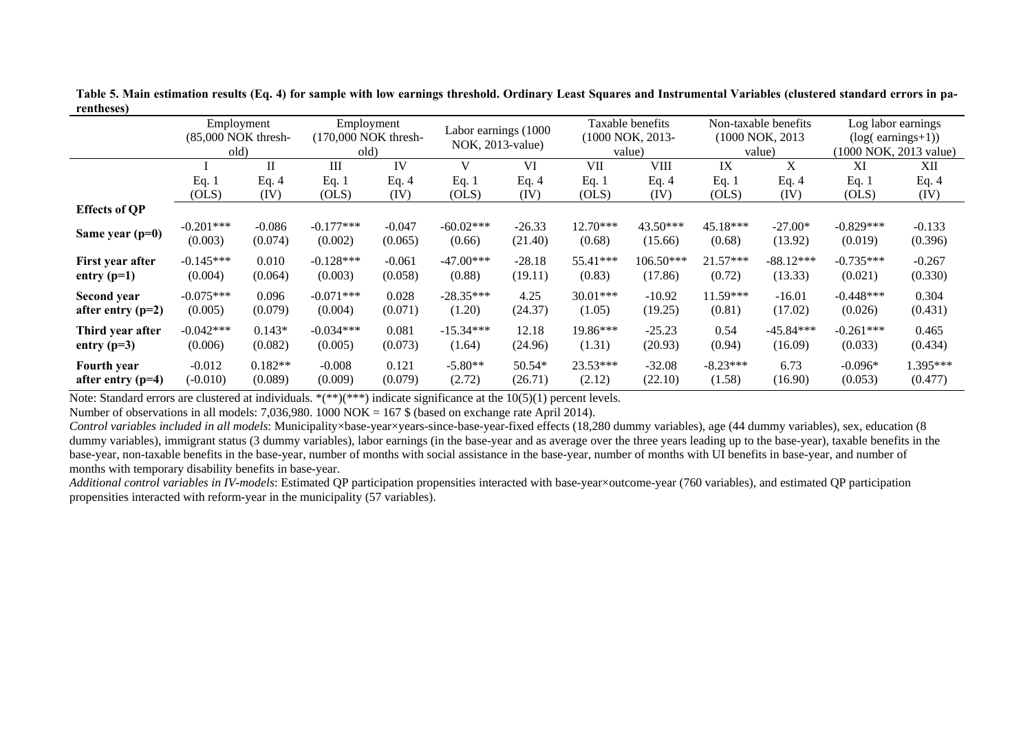**Table 5. Main estimation results (Eq. 4) for sample with low earnings threshold. Ordinary Least Squares and Instrumental Variables (clustered standard errors in parentheses)**

| | Employment (85,000 NOK threshold) | | Employment (170,000 NOK threshold) | | Labor earnings (1000 NOK, 2013-value) | | Taxable benefits (1000 NOK, 2013-value) | | Non-taxable benefits (1000 NOK, 2013 value) | | Log labor earnings (log( earnings+1)) (1000 NOK, 2013 value) | |
|---|---|---|---|---|---|---|---|---|---|---|---|---|
| | I | II | III | IV | V | VI | VII | VIII | IX | X | XI | XII |
| | Eq. 1 (OLS) | Eq. 4 (IV) | Eq. 1 (OLS) | Eq. 4 (IV) | Eq. 1 (OLS) | Eq. 4 (IV) | Eq. 1 (OLS) | Eq. 4 (IV) | Eq. 1 (OLS) | Eq. 4 (IV) | Eq. 1 (OLS) | Eq. 4 (IV) |
| **Effects of QP** | | | | | | | | | | | | |
| **Same year (p=0)** | -0.201*** | -0.086 | -0.177*** | -0.047 | -60.02*** | -26.33 | 12.70*** | 43.50*** | 45.18*** | -27.00* | -0.829*** | -0.133 |
| | (0.003) | (0.074) | (0.002) | (0.065) | (0.66) | (21.40) | (0.68) | (15.66) | (0.68) | (13.92) | (0.019) | (0.396) |
| **First year after entry (p=1)** | -0.145*** | 0.010 | -0.128*** | -0.061 | -47.00*** | -28.18 | 55.41*** | 106.50*** | 21.57*** | -88.12*** | -0.735*** | -0.267 |
| | (0.004) | (0.064) | (0.003) | (0.058) | (0.88) | (19.11) | (0.83) | (17.86) | (0.72) | (13.33) | (0.021) | (0.330) |
| **Second year after entry (p=2)** | -0.075*** | 0.096 | -0.071*** | 0.028 | -28.35*** | 4.25 | 30.01*** | -10.92 | 11.59*** | -16.01 | -0.448*** | 0.304 |
| | (0.005) | (0.079) | (0.004) | (0.071) | (1.20) | (24.37) | (1.05) | (19.25) | (0.81) | (17.02) | (0.026) | (0.431) |
| **Third year after entry (p=3)** | -0.042*** | 0.143* | -0.034*** | 0.081 | -15.34*** | 12.18 | 19.86*** | -25.23 | 0.54 | -45.84*** | -0.261*** | 0.465 |
| | (0.006) | (0.082) | (0.005) | (0.073) | (1.64) | (24.96) | (1.31) | (20.93) | (0.94) | (16.09) | (0.033) | (0.434) |
| **Fourth year after entry (p=4)** | -0.012 | 0.182** | -0.008 | 0.121 | -5.80** | 50.54* | 23.53*** | -32.08 | -8.23*** | 6.73 | -0.096* | 1.395*** |
| | (-0.010) | (0.089) | (0.009) | (0.079) | (2.72) | (26.71) | (2.12) | (22.10) | (1.58) | (16.90) | (0.053) | (0.477) |

Note: Standard errors are clustered at individuals. *(**)(***) indicate significance at the 10(5)(1) percent levels.

Number of observations in all models: 7,036,980. 1000 NOK = 167 $ (based on exchange rate April 2014).

*Control variables included in all models*: Municipality×base-year×years-since-base-year-fixed effects (18,280 dummy variables), age (44 dummy variables), sex, education (8 dummy variables), immigrant status (3 dummy variables), labor earnings (in the base-year and as average over the three years leading up to the base-year), taxable benefits in the base-year, non-taxable benefits in the base-year, number of months with social assistance in the base-year, number of months with UI benefits in base-year, and number of months with temporary disability benefits in base-year.

*Additional control variables in IV-models*: Estimated QP participation propensities interacted with base-year×outcome-year (760 variables), and estimated QP participation propensities interacted with reform-year in the municipality (57 variables).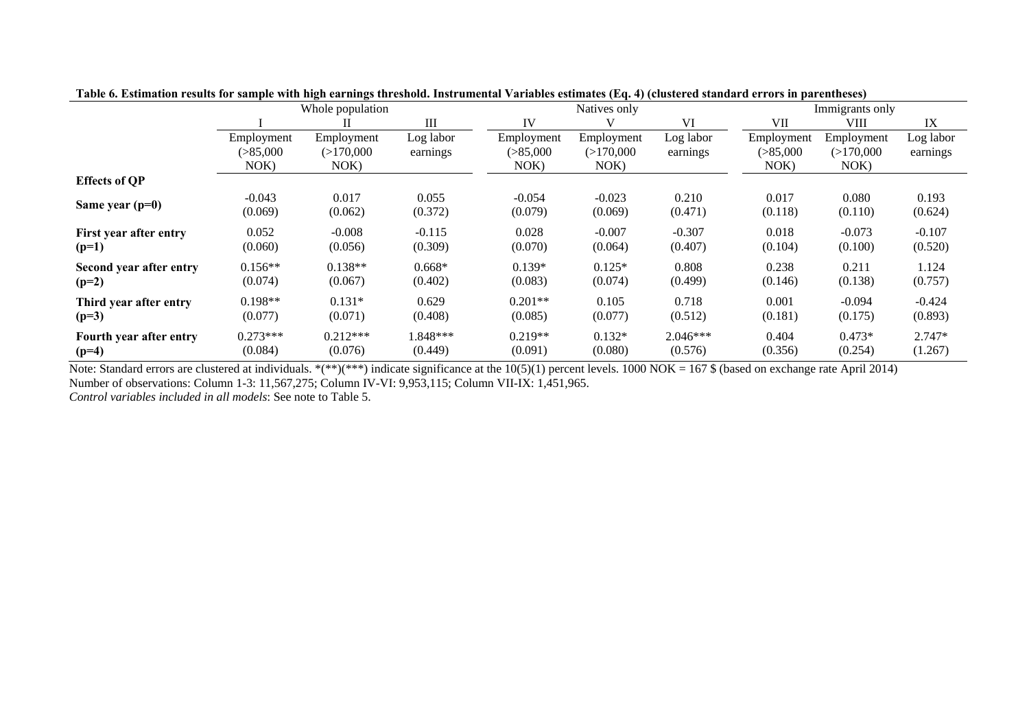**Table 6. Estimation results for sample with high earnings threshold. Instrumental Variables estimates (Eq. 4) (clustered standard errors in parentheses)**

| | Whole population | | | Natives only | | | Immigrants only | | |
|---|---|---|---|---|---|---|---|---|---|
| | I | II | III | IV | V | VI | VII | VIII | IX |
| | Employment (>85,000 NOK) | Employment (>170,000 NOK) | Log labor earnings | Employment (>85,000 NOK) | Employment (>170,000 NOK) | Log labor earnings | Employment (>85,000 NOK) | Employment (>170,000 NOK) | Log labor earnings |
| **Effects of QP** | | | | | | | | | |
| **Same year (p=0)** | -0.043 | 0.017 | 0.055 | -0.054 | -0.023 | 0.210 | 0.017 | 0.080 | 0.193 |
| | (0.069) | (0.062) | (0.372) | (0.079) | (0.069) | (0.471) | (0.118) | (0.110) | (0.624) |
| **First year after entry (p=1)** | 0.052 | -0.008 | -0.115 | 0.028 | -0.007 | -0.307 | 0.018 | -0.073 | -0.107 |
| | (0.060) | (0.056) | (0.309) | (0.070) | (0.064) | (0.407) | (0.104) | (0.100) | (0.520) |
| **Second year after entry (p=2)** | 0.156** | 0.138** | 0.668* | 0.139* | 0.125* | 0.808 | 0.238 | 0.211 | 1.124 |
| | (0.074) | (0.067) | (0.402) | (0.083) | (0.074) | (0.499) | (0.146) | (0.138) | (0.757) |
| **Third year after entry (p=3)** | 0.198** | 0.131* | 0.629 | 0.201** | 0.105 | 0.718 | 0.001 | -0.094 | -0.424 |
| | (0.077) | (0.071) | (0.408) | (0.085) | (0.077) | (0.512) | (0.181) | (0.175) | (0.893) |
| **Fourth year after entry (p=4)** | 0.273*** | 0.212*** | 1.848*** | 0.219** | 0.132* | 2.046*** | 0.404 | 0.473* | 2.747* |
| | (0.084) | (0.076) | (0.449) | (0.091) | (0.080) | (0.576) | (0.356) | (0.254) | (1.267) |

Note: Standard errors are clustered at individuals. *(**)(***) indicate significance at the 10(5)(1) percent levels. 1000 NOK = 167 $ (based on exchange rate April 2014)
Number of observations: Column 1-3: 11,567,275; Column IV-VI: 9,953,115; Column VII-IX: 1,451,965.
*Control variables included in all models*: See note to Table 5.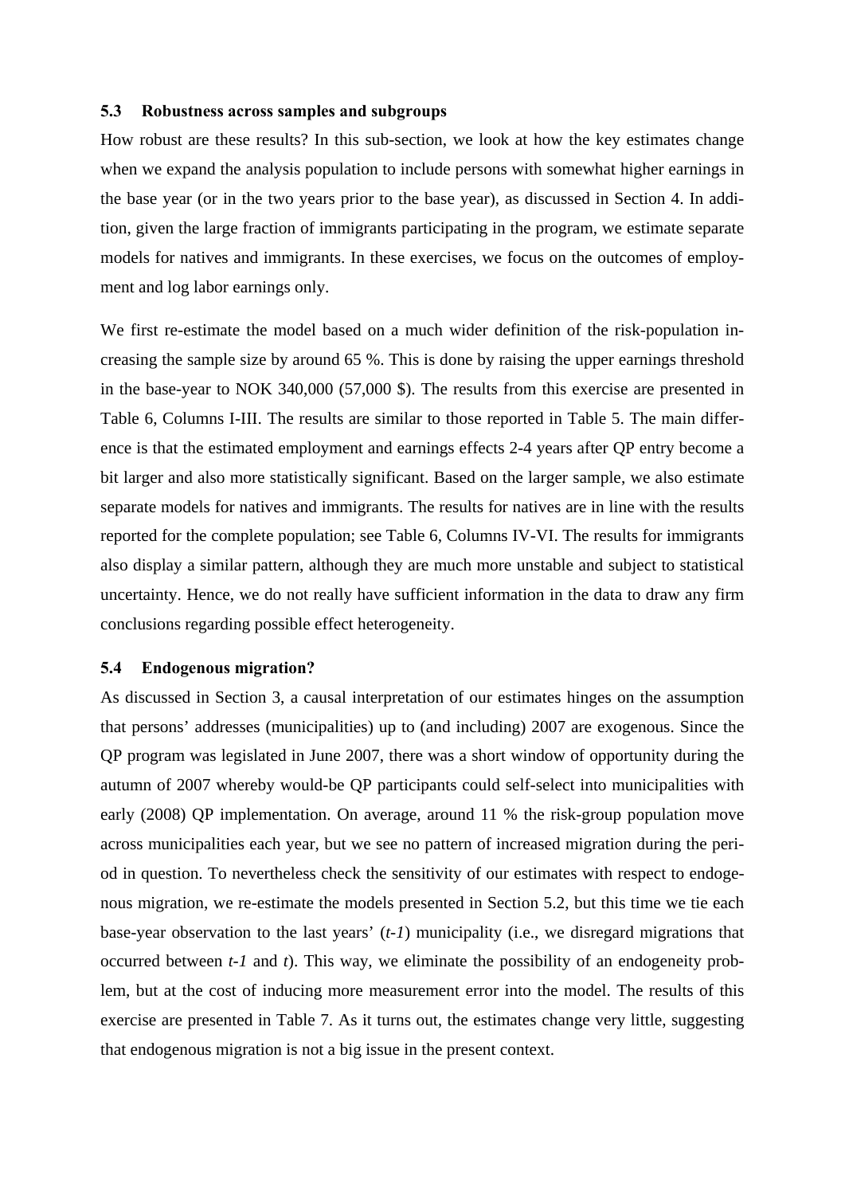### 5.3 Robustness across samples and subgroups

How robust are these results? In this sub-section, we look at how the key estimates change when we expand the analysis population to include persons with somewhat higher earnings in the base year (or in the two years prior to the base year), as discussed in Section 4. In addition, given the large fraction of immigrants participating in the program, we estimate separate models for natives and immigrants. In these exercises, we focus on the outcomes of employment and log labor earnings only.

We first re-estimate the model based on a much wider definition of the risk-population increasing the sample size by around 65 %. This is done by raising the upper earnings threshold in the base-year to NOK 340,000 (57,000 $). The results from this exercise are presented in Table 6, Columns I-III. The results are similar to those reported in Table 5. The main difference is that the estimated employment and earnings effects 2-4 years after QP entry become a bit larger and also more statistically significant. Based on the larger sample, we also estimate separate models for natives and immigrants. The results for natives are in line with the results reported for the complete population; see Table 6, Columns IV-VI. The results for immigrants also display a similar pattern, although they are much more unstable and subject to statistical uncertainty. Hence, we do not really have sufficient information in the data to draw any firm conclusions regarding possible effect heterogeneity.

### 5.4 Endogenous migration?

As discussed in Section 3, a causal interpretation of our estimates hinges on the assumption that persons' addresses (municipalities) up to (and including) 2007 are exogenous. Since the QP program was legislated in June 2007, there was a short window of opportunity during the autumn of 2007 whereby would-be QP participants could self-select into municipalities with early (2008) QP implementation. On average, around 11 % the risk-group population move across municipalities each year, but we see no pattern of increased migration during the period in question. To nevertheless check the sensitivity of our estimates with respect to endogenous migration, we re-estimate the models presented in Section 5.2, but this time we tie each base-year observation to the last years' (*t-1*) municipality (i.e., we disregard migrations that occurred between *t-1* and *t*). This way, we eliminate the possibility of an endogeneity problem, but at the cost of inducing more measurement error into the model. The results of this exercise are presented in Table 7. As it turns out, the estimates change very little, suggesting that endogenous migration is not a big issue in the present context.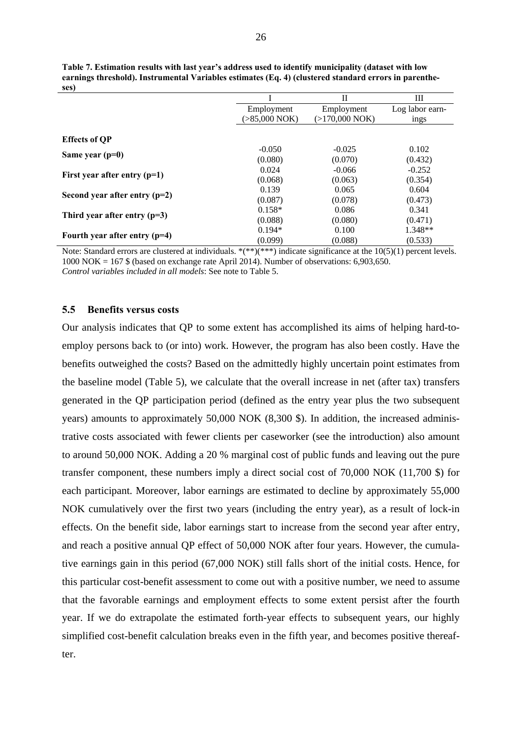**Table 7. Estimation results with last year's address used to identify municipality (dataset with low earnings threshold). Instrumental Variables estimates (Eq. 4) (clustered standard errors in parentheses)**

| | I | II | III |
|---|---|---|---|
| | Employment (>85,000 NOK) | Employment (>170,000 NOK) | Log labor earnings |
| **Effects of QP** | | | |
| **Same year (p=0)** | -0.050 | -0.025 | 0.102 |
| | (0.080) | (0.070) | (0.432) |
| **First year after entry (p=1)** | 0.024 | -0.066 | -0.252 |
| | (0.068) | (0.063) | (0.354) |
| **Second year after entry (p=2)** | 0.139 | 0.065 | 0.604 |
| | (0.087) | (0.078) | (0.473) |
| **Third year after entry (p=3)** | 0.158* | 0.086 | 0.341 |
| | (0.088) | (0.080) | (0.471) |
| **Fourth year after entry (p=4)** | 0.194* | 0.100 | 1.348** |
| | (0.099) | (0.088) | (0.533) |

Note: Standard errors are clustered at individuals. *(**)(***) indicate significance at the 10(5)(1) percent levels. 1000 NOK = 167 $ (based on exchange rate April 2014). Number of observations: 6,903,650.
*Control variables included in all models*: See note to Table 5.

### 5.5 Benefits versus costs

Our analysis indicates that QP to some extent has accomplished its aims of helping hard-to-employ persons back to (or into) work. However, the program has also been costly. Have the benefits outweighed the costs? Based on the admittedly highly uncertain point estimates from the baseline model (Table 5), we calculate that the overall increase in net (after tax) transfers generated in the QP participation period (defined as the entry year plus the two subsequent years) amounts to approximately 50,000 NOK (8,300 $). In addition, the increased administrative costs associated with fewer clients per caseworker (see the introduction) also amount to around 50,000 NOK. Adding a 20 % marginal cost of public funds and leaving out the pure transfer component, these numbers imply a direct social cost of 70,000 NOK (11,700 $) for each participant. Moreover, labor earnings are estimated to decline by approximately 55,000 NOK cumulatively over the first two years (including the entry year), as a result of lock-in effects. On the benefit side, labor earnings start to increase from the second year after entry, and reach a positive annual QP effect of 50,000 NOK after four years. However, the cumulative earnings gain in this period (67,000 NOK) still falls short of the initial costs. Hence, for this particular cost-benefit assessment to come out with a positive number, we need to assume that the favorable earnings and employment effects to some extent persist after the fourth year. If we do extrapolate the estimated forth-year effects to subsequent years, our highly simplified cost-benefit calculation breaks even in the fifth year, and becomes positive thereafter.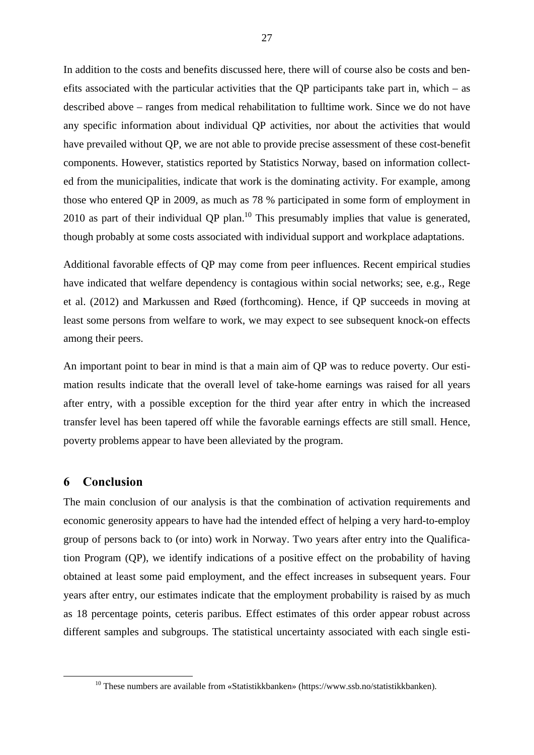In addition to the costs and benefits discussed here, there will of course also be costs and benefits associated with the particular activities that the QP participants take part in, which – as described above – ranges from medical rehabilitation to fulltime work. Since we do not have any specific information about individual QP activities, nor about the activities that would have prevailed without QP, we are not able to provide precise assessment of these cost-benefit components. However, statistics reported by Statistics Norway, based on information collected from the municipalities, indicate that work is the dominating activity. For example, among those who entered QP in 2009, as much as 78 % participated in some form of employment in 2010 as part of their individual QP plan.[10] This presumably implies that value is generated, though probably at some costs associated with individual support and workplace adaptations.

Additional favorable effects of QP may come from peer influences. Recent empirical studies have indicated that welfare dependency is contagious within social networks; see, e.g., Rege et al. (2012) and Markussen and Røed (forthcoming). Hence, if QP succeeds in moving at least some persons from welfare to work, we may expect to see subsequent knock-on effects among their peers.

An important point to bear in mind is that a main aim of QP was to reduce poverty. Our estimation results indicate that the overall level of take-home earnings was raised for all years after entry, with a possible exception for the third year after entry in which the increased transfer level has been tapered off while the favorable earnings effects are still small. Hence, poverty problems appear to have been alleviated by the program.

## 6 Conclusion

The main conclusion of our analysis is that the combination of activation requirements and economic generosity appears to have had the intended effect of helping a very hard-to-employ group of persons back to (or into) work in Norway. Two years after entry into the Qualification Program (QP), we identify indications of a positive effect on the probability of having obtained at least some paid employment, and the effect increases in subsequent years. Four years after entry, our estimates indicate that the employment probability is raised by as much as 18 percentage points, ceteris paribus. Effect estimates of this order appear robust across different samples and subgroups. The statistical uncertainty associated with each single esti-

[10] These numbers are available from «Statistikkbanken» (https://www.ssb.no/statistikkbanken).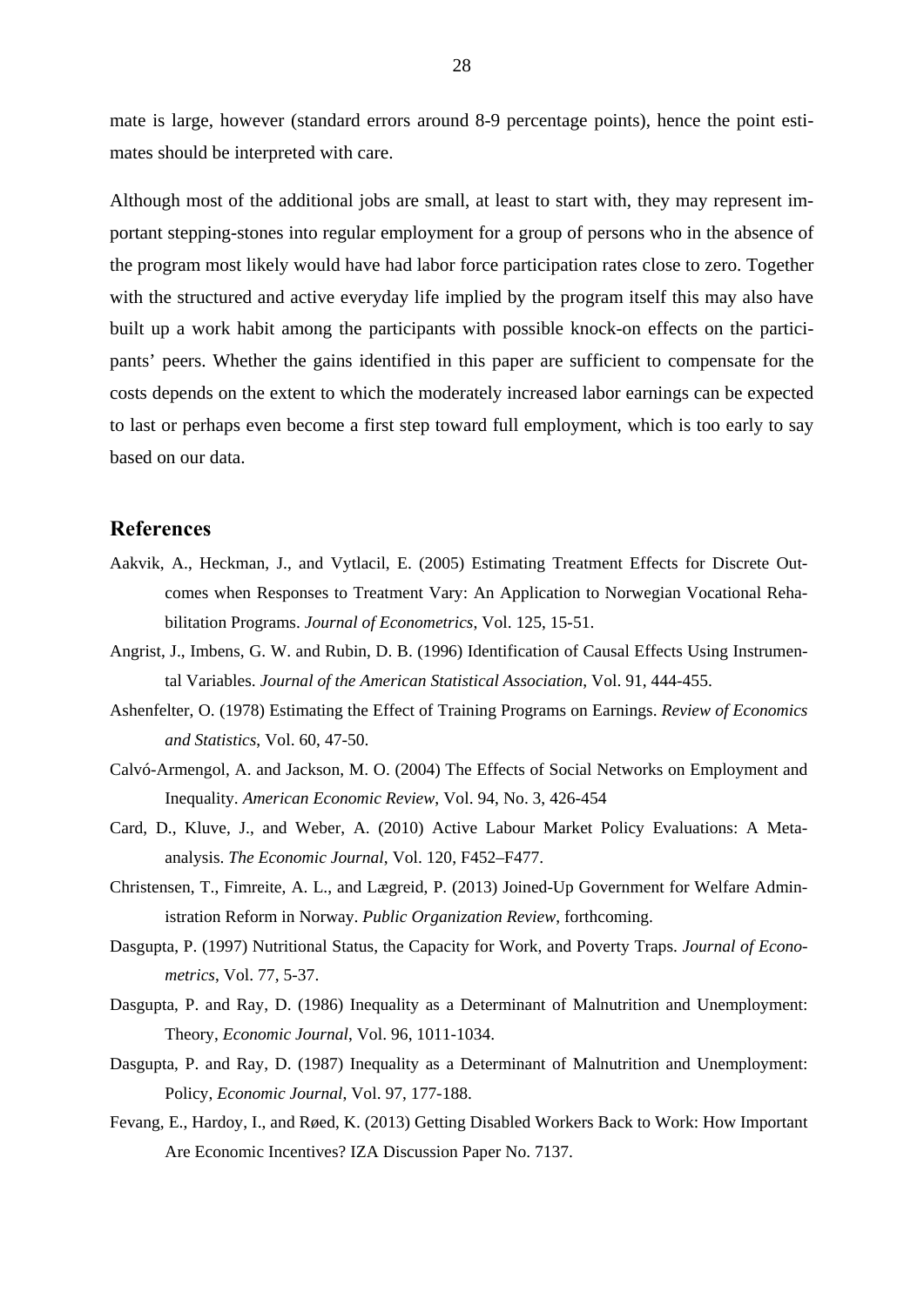mate is large, however (standard errors around 8-9 percentage points), hence the point estimates should be interpreted with care.

Although most of the additional jobs are small, at least to start with, they may represent important stepping-stones into regular employment for a group of persons who in the absence of the program most likely would have had labor force participation rates close to zero. Together with the structured and active everyday life implied by the program itself this may also have built up a work habit among the participants with possible knock-on effects on the participants' peers. Whether the gains identified in this paper are sufficient to compensate for the costs depends on the extent to which the moderately increased labor earnings can be expected to last or perhaps even become a first step toward full employment, which is too early to say based on our data.

## References

Aakvik, A., Heckman, J., and Vytlacil, E. (2005) Estimating Treatment Effects for Discrete Outcomes when Responses to Treatment Vary: An Application to Norwegian Vocational Rehabilitation Programs. *Journal of Econometrics*, Vol. 125, 15-51.

Angrist, J., Imbens, G. W. and Rubin, D. B. (1996) Identification of Causal Effects Using Instrumental Variables. *Journal of the American Statistical Association*, Vol. 91, 444-455.

Ashenfelter, O. (1978) Estimating the Effect of Training Programs on Earnings. *Review of Economics and Statistics*, Vol. 60, 47-50.

Calvó-Armengol, A. and Jackson, M. O. (2004) The Effects of Social Networks on Employment and Inequality. *American Economic Review*, Vol. 94, No. 3, 426-454

Card, D., Kluve, J., and Weber, A. (2010) Active Labour Market Policy Evaluations: A Meta-analysis. *The Economic Journal*, Vol. 120, F452–F477.

Christensen, T., Fimreite, A. L., and Lægreid, P. (2013) Joined-Up Government for Welfare Administration Reform in Norway. *Public Organization Review*, forthcoming.

Dasgupta, P. (1997) Nutritional Status, the Capacity for Work, and Poverty Traps. *Journal of Econometrics*, Vol. 77, 5-37.

Dasgupta, P. and Ray, D. (1986) Inequality as a Determinant of Malnutrition and Unemployment: Theory, *Economic Journal*, Vol. 96, 1011-1034.

Dasgupta, P. and Ray, D. (1987) Inequality as a Determinant of Malnutrition and Unemployment: Policy, *Economic Journal*, Vol. 97, 177-188.

Fevang, E., Hardoy, I., and Røed, K. (2013) Getting Disabled Workers Back to Work: How Important Are Economic Incentives? IZA Discussion Paper No. 7137.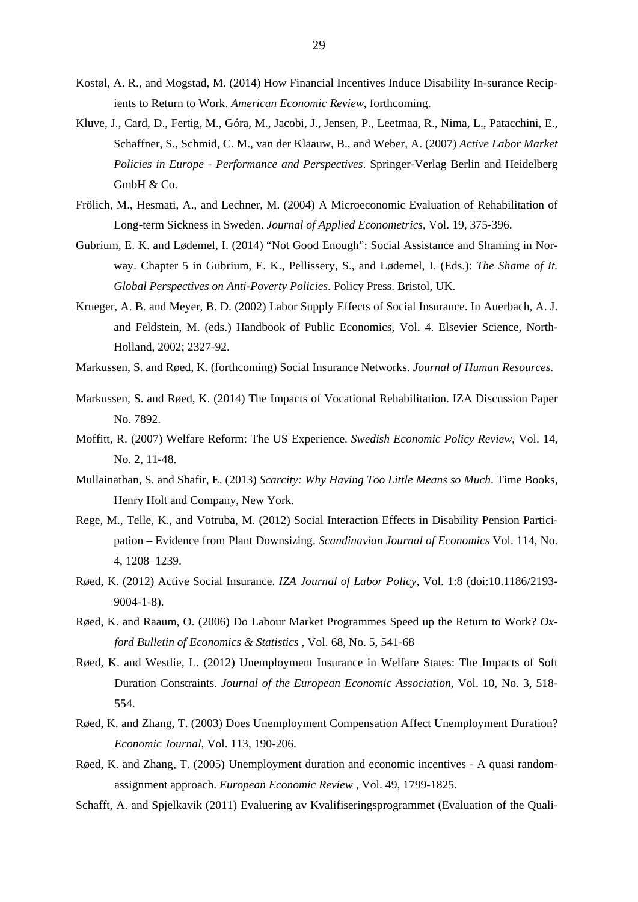Kostøl, A. R., and Mogstad, M. (2014) How Financial Incentives Induce Disability In-surance Recipients to Return to Work. *American Economic Review*, forthcoming.

Kluve, J., Card, D., Fertig, M., Góra, M., Jacobi, J., Jensen, P., Leetmaa, R., Nima, L., Patacchini, E., Schaffner, S., Schmid, C. M., van der Klaauw, B., and Weber, A. (2007) *Active Labor Market Policies in Europe - Performance and Perspectives*. Springer-Verlag Berlin and Heidelberg GmbH & Co.

Frölich, M., Hesmati, A., and Lechner, M. (2004) A Microeconomic Evaluation of Rehabilitation of Long-term Sickness in Sweden. *Journal of Applied Econometrics*, Vol. 19, 375-396.

Gubrium, E. K. and Lødemel, I. (2014) "Not Good Enough": Social Assistance and Shaming in Norway. Chapter 5 in Gubrium, E. K., Pellissery, S., and Lødemel, I. (Eds.): *The Shame of It. Global Perspectives on Anti-Poverty Policies*. Policy Press. Bristol, UK.

Krueger, A. B. and Meyer, B. D. (2002) Labor Supply Effects of Social Insurance. In Auerbach, A. J. and Feldstein, M. (eds.) Handbook of Public Economics, Vol. 4. Elsevier Science, North-Holland, 2002; 2327-92.

Markussen, S. and Røed, K. (forthcoming) Social Insurance Networks. *Journal of Human Resources.*

Markussen, S. and Røed, K. (2014) The Impacts of Vocational Rehabilitation. IZA Discussion Paper No. 7892.

Moffitt, R. (2007) Welfare Reform: The US Experience. *Swedish Economic Policy Review*, Vol. 14, No. 2, 11-48.

Mullainathan, S. and Shafir, E. (2013) *Scarcity: Why Having Too Little Means so Much*. Time Books, Henry Holt and Company, New York.

Rege, M., Telle, K., and Votruba, M. (2012) Social Interaction Effects in Disability Pension Participation – Evidence from Plant Downsizing. *Scandinavian Journal of Economics* Vol. 114, No. 4, 1208–1239.

Røed, K. (2012) Active Social Insurance. *IZA Journal of Labor Policy*, Vol. 1:8 (doi:10.1186/2193-9004-1-8).

Røed, K. and Raaum, O. (2006) Do Labour Market Programmes Speed up the Return to Work? *Oxford Bulletin of Economics & Statistics* , Vol. 68, No. 5, 541-68

Røed, K. and Westlie, L. (2012) Unemployment Insurance in Welfare States: The Impacts of Soft Duration Constraints. *Journal of the European Economic Association*, Vol. 10, No. 3, 518-554.

Røed, K. and Zhang, T. (2003) Does Unemployment Compensation Affect Unemployment Duration? *Economic Journal*, Vol. 113, 190-206.

Røed, K. and Zhang, T. (2005) Unemployment duration and economic incentives - A quasi random-assignment approach. *European Economic Review* , Vol. 49, 1799-1825.

Schafft, A. and Spjelkavik (2011) Evaluering av Kvalifiseringsprogrammet (Evaluation of the Quali-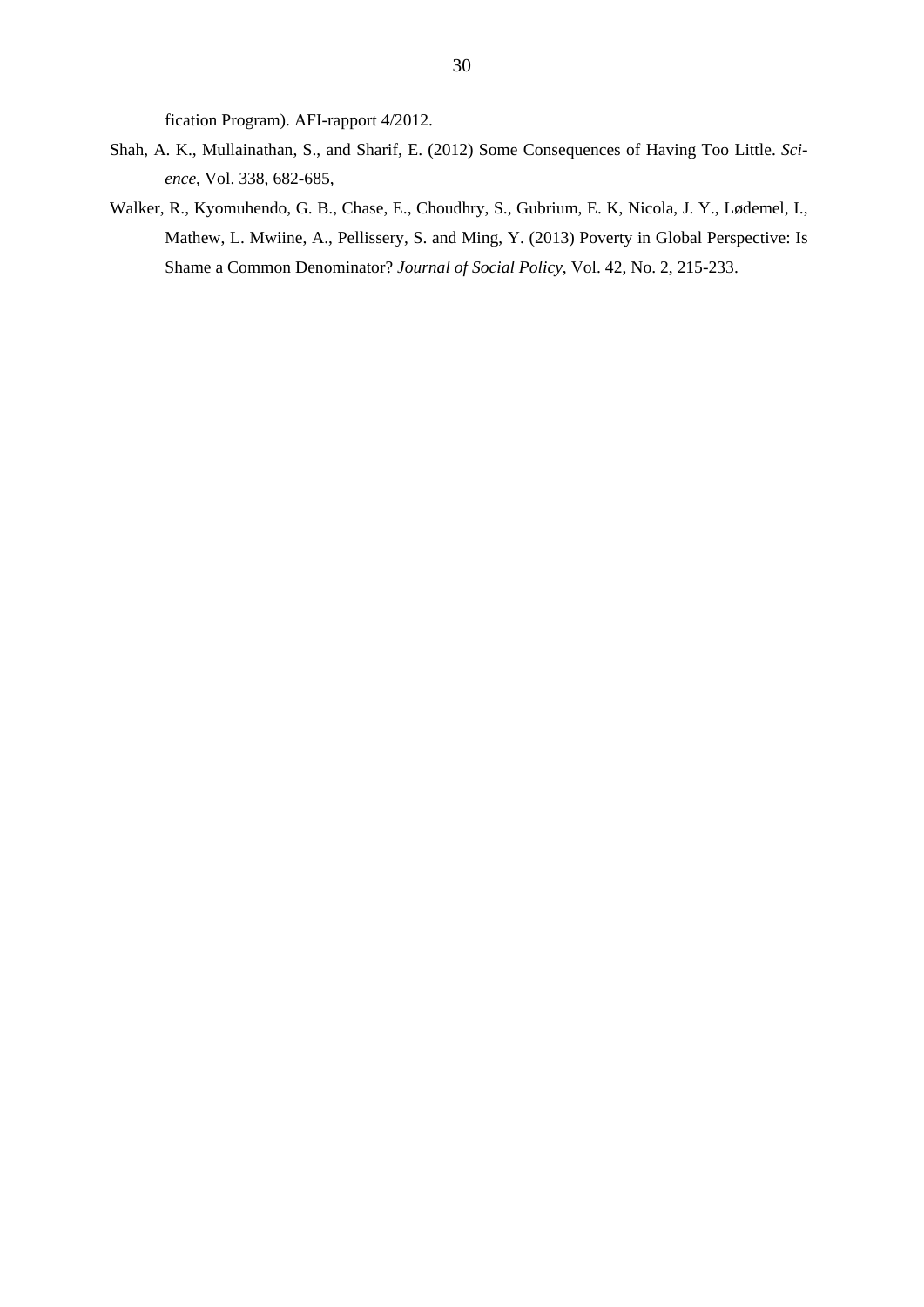fication Program). AFI-rapport 4/2012.

Shah, A. K., Mullainathan, S., and Sharif, E. (2012) Some Consequences of Having Too Little. *Science*, Vol. 338, 682-685,

Walker, R., Kyomuhendo, G. B., Chase, E., Choudhry, S., Gubrium, E. K, Nicola, J. Y., Lødemel, I., Mathew, L. Mwiine, A., Pellissery, S. and Ming, Y. (2013) Poverty in Global Perspective: Is Shame a Common Denominator? *Journal of Social Policy*, Vol. 42, No. 2, 215-233.